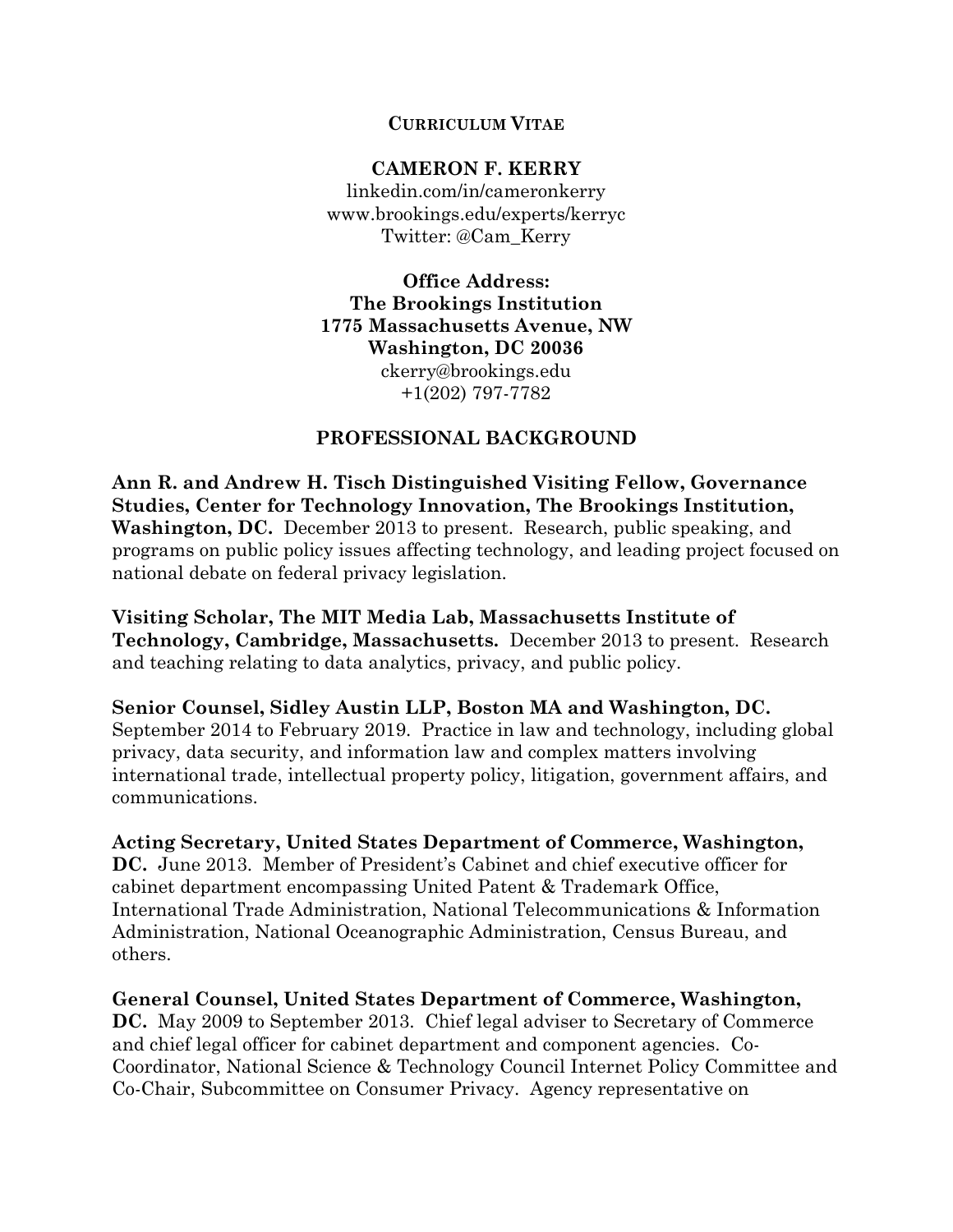**CURRICULUM VITAE**

# CAMERON F. KERRY

linkedin.com/in/cameronkerry
www.brookings.edu/experts/kerryc
Twitter: @Cam_Kerry

**Office Address:**
**The Brookings Institution**
**1775 Massachusetts Avenue, NW**
**Washington, DC 20036**
ckerry@brookings.edu
+1(202) 797-7782

## PROFESSIONAL BACKGROUND

**Ann R. and Andrew H. Tisch Distinguished Visiting Fellow, Governance Studies, Center for Technology Innovation, The Brookings Institution, Washington, DC.** December 2013 to present. Research, public speaking, and programs on public policy issues affecting technology, and leading project focused on national debate on federal privacy legislation.

**Visiting Scholar, The MIT Media Lab, Massachusetts Institute of Technology, Cambridge, Massachusetts.** December 2013 to present. Research and teaching relating to data analytics, privacy, and public policy.

**Senior Counsel, Sidley Austin LLP, Boston MA and Washington, DC.** September 2014 to February 2019. Practice in law and technology, including global privacy, data security, and information law and complex matters involving international trade, intellectual property policy, litigation, government affairs, and communications.

**Acting Secretary, United States Department of Commerce, Washington, DC.** June 2013. Member of President's Cabinet and chief executive officer for cabinet department encompassing United Patent & Trademark Office, International Trade Administration, National Telecommunications & Information Administration, National Oceanographic Administration, Census Bureau, and others.

**General Counsel, United States Department of Commerce, Washington, DC.** May 2009 to September 2013. Chief legal adviser to Secretary of Commerce and chief legal officer for cabinet department and component agencies. Co-Coordinator, National Science & Technology Council Internet Policy Committee and Co-Chair, Subcommittee on Consumer Privacy. Agency representative on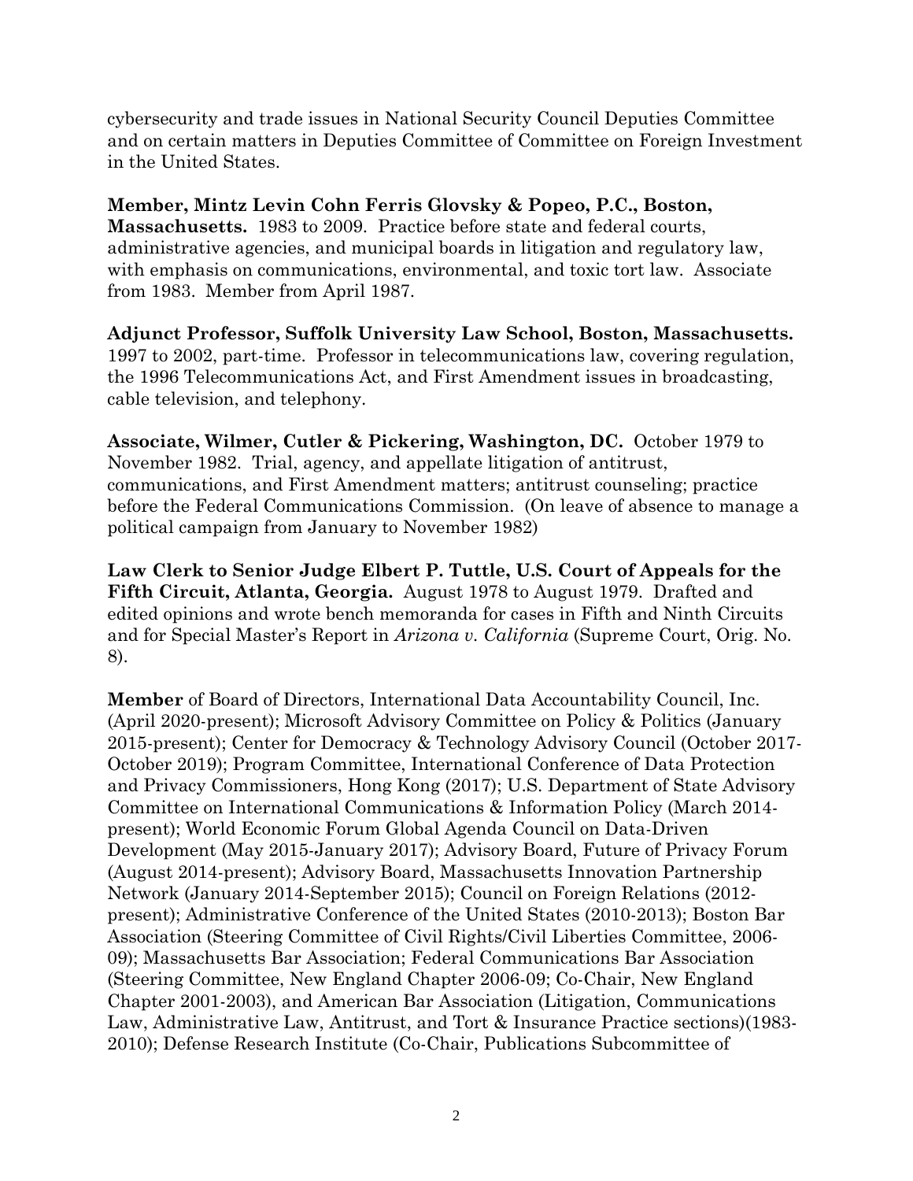cybersecurity and trade issues in National Security Council Deputies Committee and on certain matters in Deputies Committee of Committee on Foreign Investment in the United States.

**Member, Mintz Levin Cohn Ferris Glovsky & Popeo, P.C., Boston, Massachusetts.** 1983 to 2009. Practice before state and federal courts, administrative agencies, and municipal boards in litigation and regulatory law, with emphasis on communications, environmental, and toxic tort law. Associate from 1983. Member from April 1987.

**Adjunct Professor, Suffolk University Law School, Boston, Massachusetts.** 1997 to 2002, part-time. Professor in telecommunications law, covering regulation, the 1996 Telecommunications Act, and First Amendment issues in broadcasting, cable television, and telephony.

**Associate, Wilmer, Cutler & Pickering, Washington, DC.** October 1979 to November 1982. Trial, agency, and appellate litigation of antitrust, communications, and First Amendment matters; antitrust counseling; practice before the Federal Communications Commission. (On leave of absence to manage a political campaign from January to November 1982)

**Law Clerk to Senior Judge Elbert P. Tuttle, U.S. Court of Appeals for the Fifth Circuit, Atlanta, Georgia.** August 1978 to August 1979. Drafted and edited opinions and wrote bench memoranda for cases in Fifth and Ninth Circuits and for Special Master's Report in *Arizona v. California* (Supreme Court, Orig. No. 8).

**Member** of Board of Directors, International Data Accountability Council, Inc. (April 2020-present); Microsoft Advisory Committee on Policy & Politics (January 2015-present); Center for Democracy & Technology Advisory Council (October 2017-October 2019); Program Committee, International Conference of Data Protection and Privacy Commissioners, Hong Kong (2017); U.S. Department of State Advisory Committee on International Communications & Information Policy (March 2014-present); World Economic Forum Global Agenda Council on Data-Driven Development (May 2015-January 2017); Advisory Board, Future of Privacy Forum (August 2014-present); Advisory Board, Massachusetts Innovation Partnership Network (January 2014-September 2015); Council on Foreign Relations (2012-present); Administrative Conference of the United States (2010-2013); Boston Bar Association (Steering Committee of Civil Rights/Civil Liberties Committee, 2006-09); Massachusetts Bar Association; Federal Communications Bar Association (Steering Committee, New England Chapter 2006-09; Co-Chair, New England Chapter 2001-2003), and American Bar Association (Litigation, Communications Law, Administrative Law, Antitrust, and Tort & Insurance Practice sections)(1983-2010); Defense Research Institute (Co-Chair, Publications Subcommittee of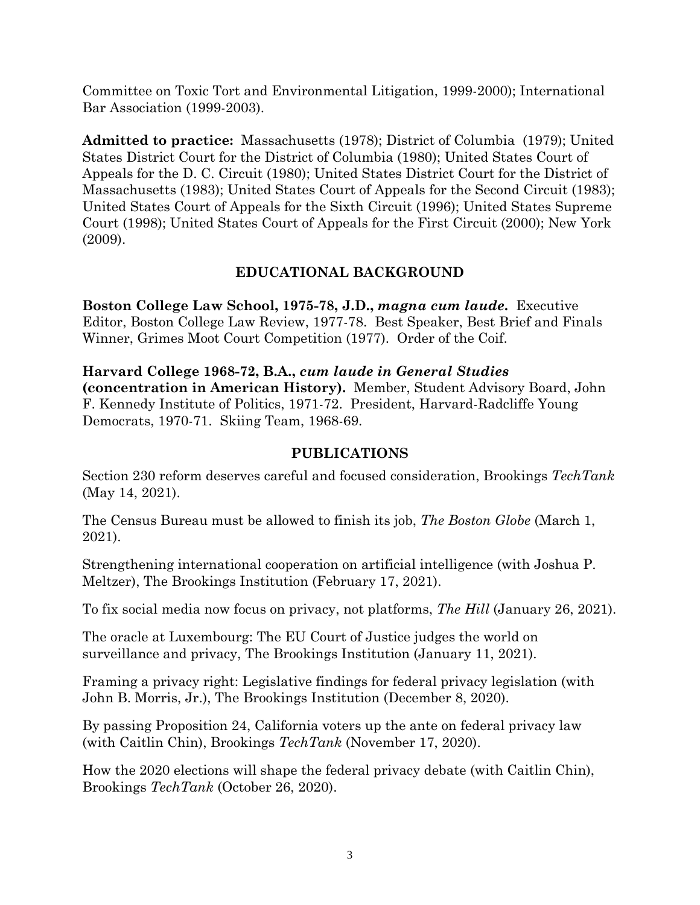Committee on Toxic Tort and Environmental Litigation, 1999-2000); International Bar Association (1999-2003).

**Admitted to practice:** Massachusetts (1978); District of Columbia (1979); United States District Court for the District of Columbia (1980); United States Court of Appeals for the D. C. Circuit (1980); United States District Court for the District of Massachusetts (1983); United States Court of Appeals for the Second Circuit (1983); United States Court of Appeals for the Sixth Circuit (1996); United States Supreme Court (1998); United States Court of Appeals for the First Circuit (2000); New York (2009).

## EDUCATIONAL BACKGROUND

**Boston College Law School, 1975-78, J.D., *magna cum laude*.** Executive Editor, Boston College Law Review, 1977-78. Best Speaker, Best Brief and Finals Winner, Grimes Moot Court Competition (1977). Order of the Coif.

**Harvard College 1968-72, B.A., *cum laude in General Studies* (concentration in American History).** Member, Student Advisory Board, John F. Kennedy Institute of Politics, 1971-72. President, Harvard-Radcliffe Young Democrats, 1970-71. Skiing Team, 1968-69.

## PUBLICATIONS

Section 230 reform deserves careful and focused consideration, Brookings *TechTank* (May 14, 2021).

The Census Bureau must be allowed to finish its job, *The Boston Globe* (March 1, 2021).

Strengthening international cooperation on artificial intelligence (with Joshua P. Meltzer), The Brookings Institution (February 17, 2021).

To fix social media now focus on privacy, not platforms, *The Hill* (January 26, 2021).

The oracle at Luxembourg: The EU Court of Justice judges the world on surveillance and privacy, The Brookings Institution (January 11, 2021).

Framing a privacy right: Legislative findings for federal privacy legislation (with John B. Morris, Jr.), The Brookings Institution (December 8, 2020).

By passing Proposition 24, California voters up the ante on federal privacy law (with Caitlin Chin), Brookings *TechTank* (November 17, 2020).

How the 2020 elections will shape the federal privacy debate (with Caitlin Chin), Brookings *TechTank* (October 26, 2020).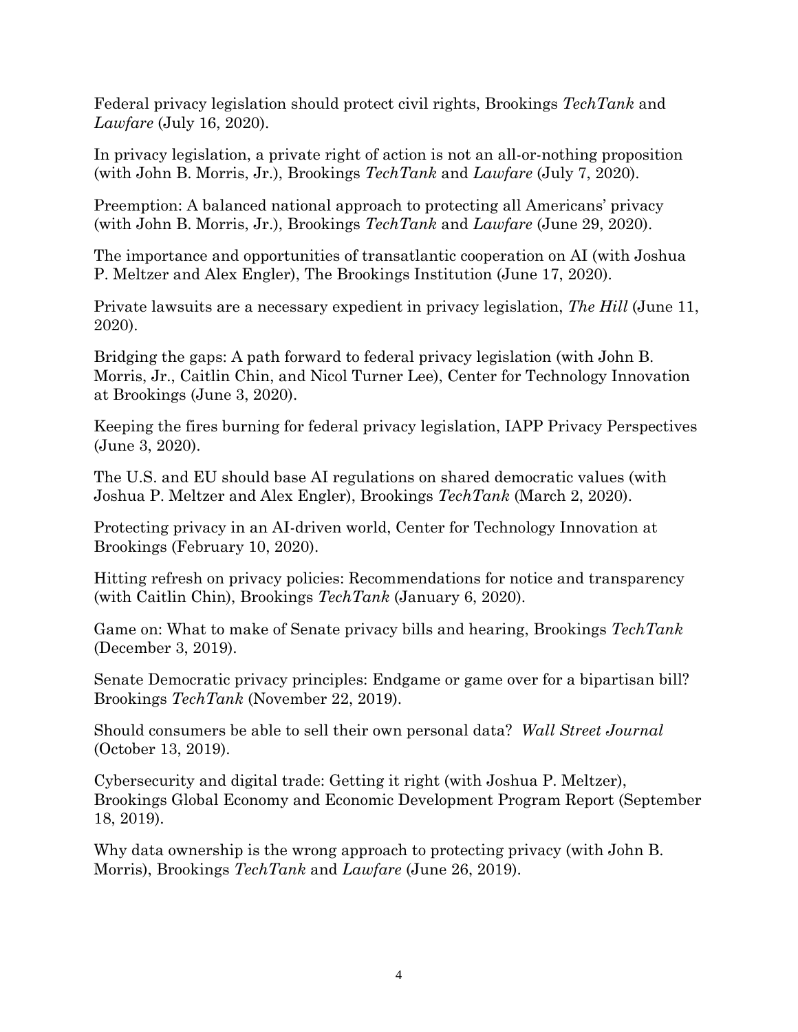Federal privacy legislation should protect civil rights, Brookings *TechTank* and *Lawfare* (July 16, 2020).

In privacy legislation, a private right of action is not an all-or-nothing proposition (with John B. Morris, Jr.), Brookings *TechTank* and *Lawfare* (July 7, 2020).

Preemption: A balanced national approach to protecting all Americans' privacy (with John B. Morris, Jr.), Brookings *TechTank* and *Lawfare* (June 29, 2020).

The importance and opportunities of transatlantic cooperation on AI (with Joshua P. Meltzer and Alex Engler), The Brookings Institution (June 17, 2020).

Private lawsuits are a necessary expedient in privacy legislation, *The Hill* (June 11, 2020).

Bridging the gaps: A path forward to federal privacy legislation (with John B. Morris, Jr., Caitlin Chin, and Nicol Turner Lee), Center for Technology Innovation at Brookings (June 3, 2020).

Keeping the fires burning for federal privacy legislation, IAPP Privacy Perspectives (June 3, 2020).

The U.S. and EU should base AI regulations on shared democratic values (with Joshua P. Meltzer and Alex Engler), Brookings *TechTank* (March 2, 2020).

Protecting privacy in an AI-driven world, Center for Technology Innovation at Brookings (February 10, 2020).

Hitting refresh on privacy policies: Recommendations for notice and transparency (with Caitlin Chin), Brookings *TechTank* (January 6, 2020).

Game on: What to make of Senate privacy bills and hearing, Brookings *TechTank* (December 3, 2019).

Senate Democratic privacy principles: Endgame or game over for a bipartisan bill? Brookings *TechTank* (November 22, 2019).

Should consumers be able to sell their own personal data? *Wall Street Journal* (October 13, 2019).

Cybersecurity and digital trade: Getting it right (with Joshua P. Meltzer), Brookings Global Economy and Economic Development Program Report (September 18, 2019).

Why data ownership is the wrong approach to protecting privacy (with John B. Morris), Brookings *TechTank* and *Lawfare* (June 26, 2019).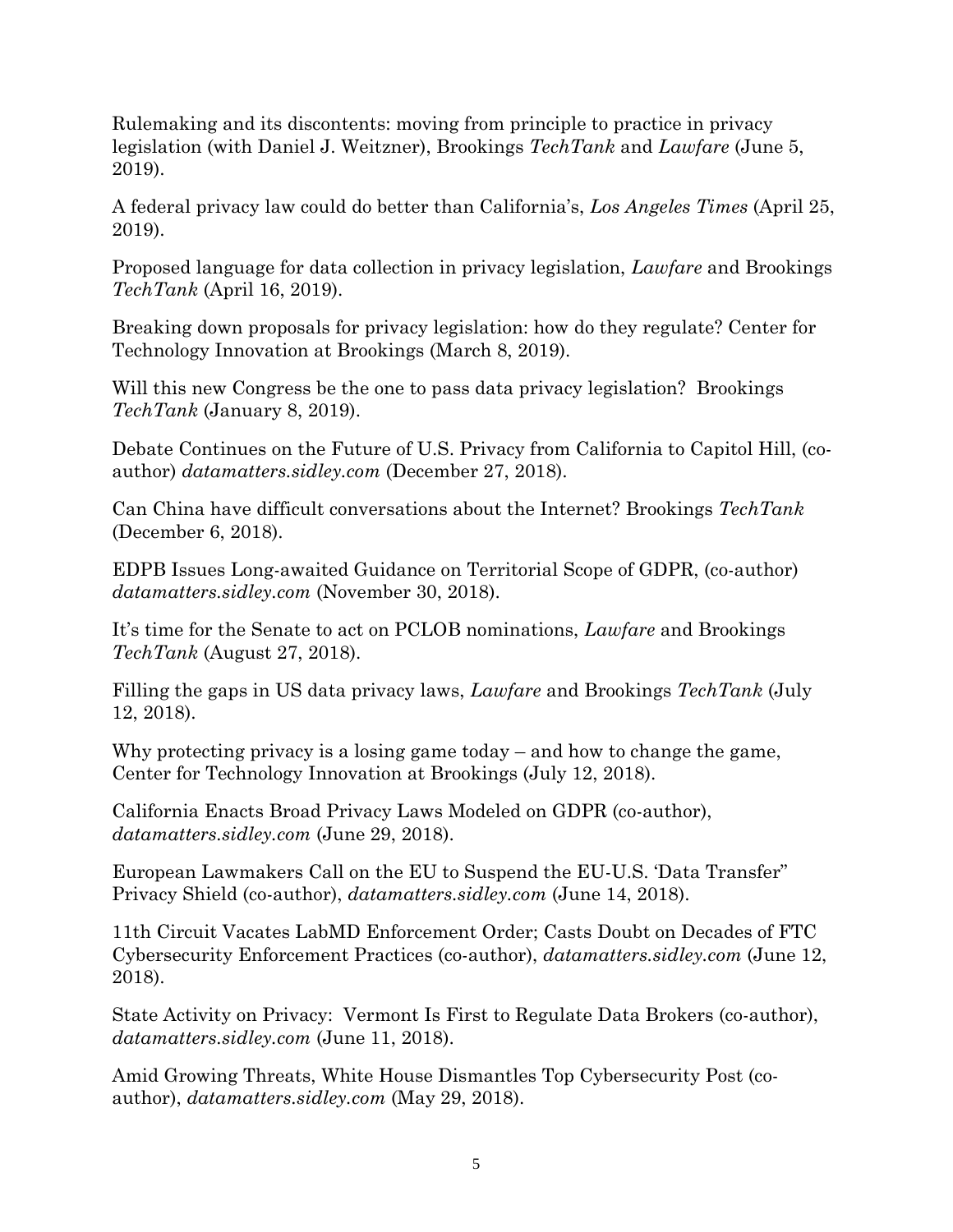Rulemaking and its discontents: moving from principle to practice in privacy legislation (with Daniel J. Weitzner), Brookings *TechTank* and *Lawfare* (June 5, 2019).

A federal privacy law could do better than California's, *Los Angeles Times* (April 25, 2019).

Proposed language for data collection in privacy legislation, *Lawfare* and Brookings *TechTank* (April 16, 2019).

Breaking down proposals for privacy legislation: how do they regulate? Center for Technology Innovation at Brookings (March 8, 2019).

Will this new Congress be the one to pass data privacy legislation? Brookings *TechTank* (January 8, 2019).

Debate Continues on the Future of U.S. Privacy from California to Capitol Hill, (co-author) *datamatters.sidley.com* (December 27, 2018).

Can China have difficult conversations about the Internet? Brookings *TechTank* (December 6, 2018).

EDPB Issues Long-awaited Guidance on Territorial Scope of GDPR, (co-author) *datamatters.sidley.com* (November 30, 2018).

It's time for the Senate to act on PCLOB nominations, *Lawfare* and Brookings *TechTank* (August 27, 2018).

Filling the gaps in US data privacy laws, *Lawfare* and Brookings *TechTank* (July 12, 2018).

Why protecting privacy is a losing game today – and how to change the game, Center for Technology Innovation at Brookings (July 12, 2018).

California Enacts Broad Privacy Laws Modeled on GDPR (co-author), *datamatters.sidley.com* (June 29, 2018).

European Lawmakers Call on the EU to Suspend the EU-U.S. 'Data Transfer" Privacy Shield (co-author), *datamatters.sidley.com* (June 14, 2018).

11th Circuit Vacates LabMD Enforcement Order; Casts Doubt on Decades of FTC Cybersecurity Enforcement Practices (co-author), *datamatters.sidley.com* (June 12, 2018).

State Activity on Privacy: Vermont Is First to Regulate Data Brokers (co-author), *datamatters.sidley.com* (June 11, 2018).

Amid Growing Threats, White House Dismantles Top Cybersecurity Post (co-author), *datamatters.sidley.com* (May 29, 2018).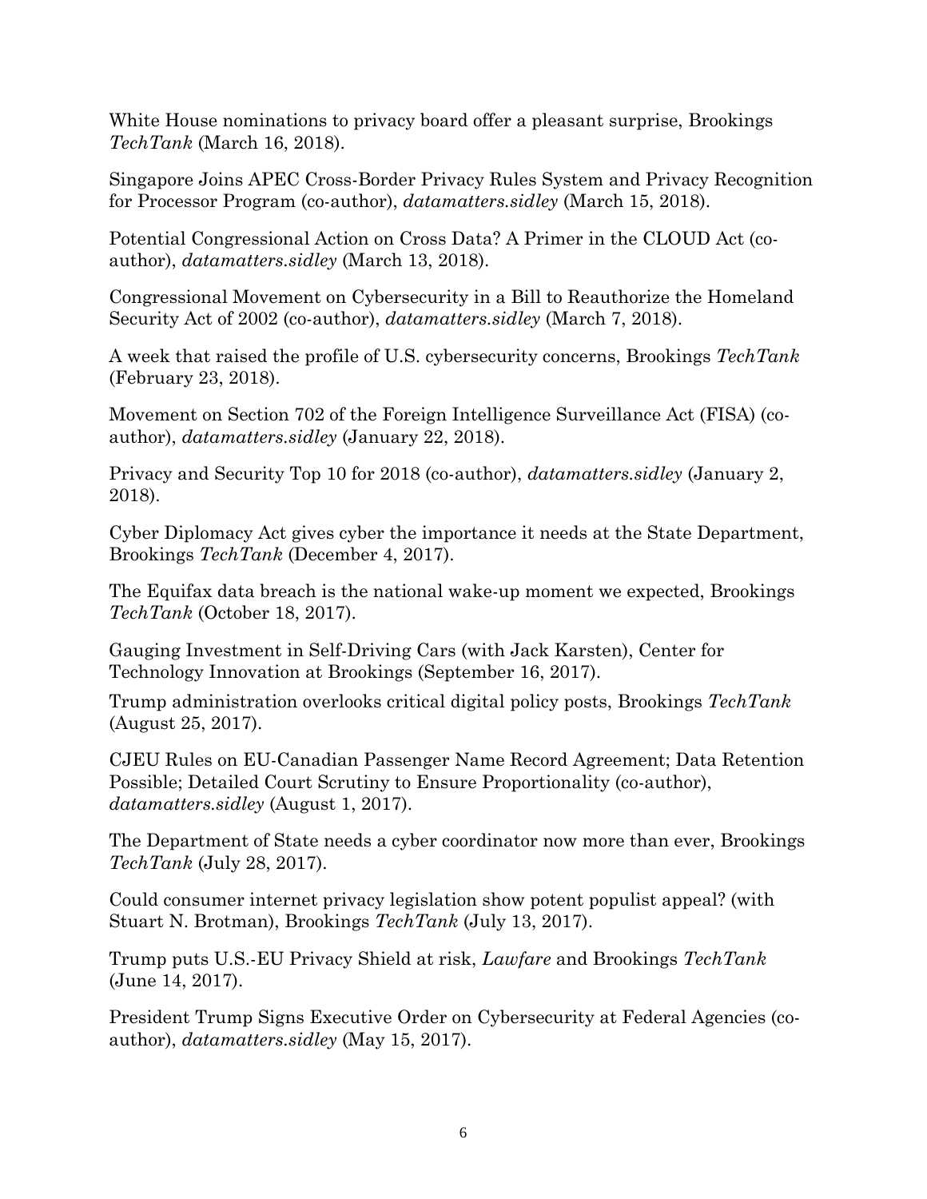White House nominations to privacy board offer a pleasant surprise, Brookings *TechTank* (March 16, 2018).

Singapore Joins APEC Cross-Border Privacy Rules System and Privacy Recognition for Processor Program (co-author), *datamatters.sidley* (March 15, 2018).

Potential Congressional Action on Cross Data? A Primer in the CLOUD Act (co-author), *datamatters.sidley* (March 13, 2018).

Congressional Movement on Cybersecurity in a Bill to Reauthorize the Homeland Security Act of 2002 (co-author), *datamatters.sidley* (March 7, 2018).

A week that raised the profile of U.S. cybersecurity concerns, Brookings *TechTank* (February 23, 2018).

Movement on Section 702 of the Foreign Intelligence Surveillance Act (FISA) (co-author), *datamatters.sidley* (January 22, 2018).

Privacy and Security Top 10 for 2018 (co-author), *datamatters.sidley* (January 2, 2018).

Cyber Diplomacy Act gives cyber the importance it needs at the State Department, Brookings *TechTank* (December 4, 2017).

The Equifax data breach is the national wake-up moment we expected, Brookings *TechTank* (October 18, 2017).

Gauging Investment in Self-Driving Cars (with Jack Karsten), Center for Technology Innovation at Brookings (September 16, 2017).

Trump administration overlooks critical digital policy posts, Brookings *TechTank* (August 25, 2017).

CJEU Rules on EU-Canadian Passenger Name Record Agreement; Data Retention Possible; Detailed Court Scrutiny to Ensure Proportionality (co-author), *datamatters.sidley* (August 1, 2017).

The Department of State needs a cyber coordinator now more than ever, Brookings *TechTank* (July 28, 2017).

Could consumer internet privacy legislation show potent populist appeal? (with Stuart N. Brotman), Brookings *TechTank* (July 13, 2017).

Trump puts U.S.-EU Privacy Shield at risk, *Lawfare* and Brookings *TechTank* (June 14, 2017).

President Trump Signs Executive Order on Cybersecurity at Federal Agencies (co-author), *datamatters.sidley* (May 15, 2017).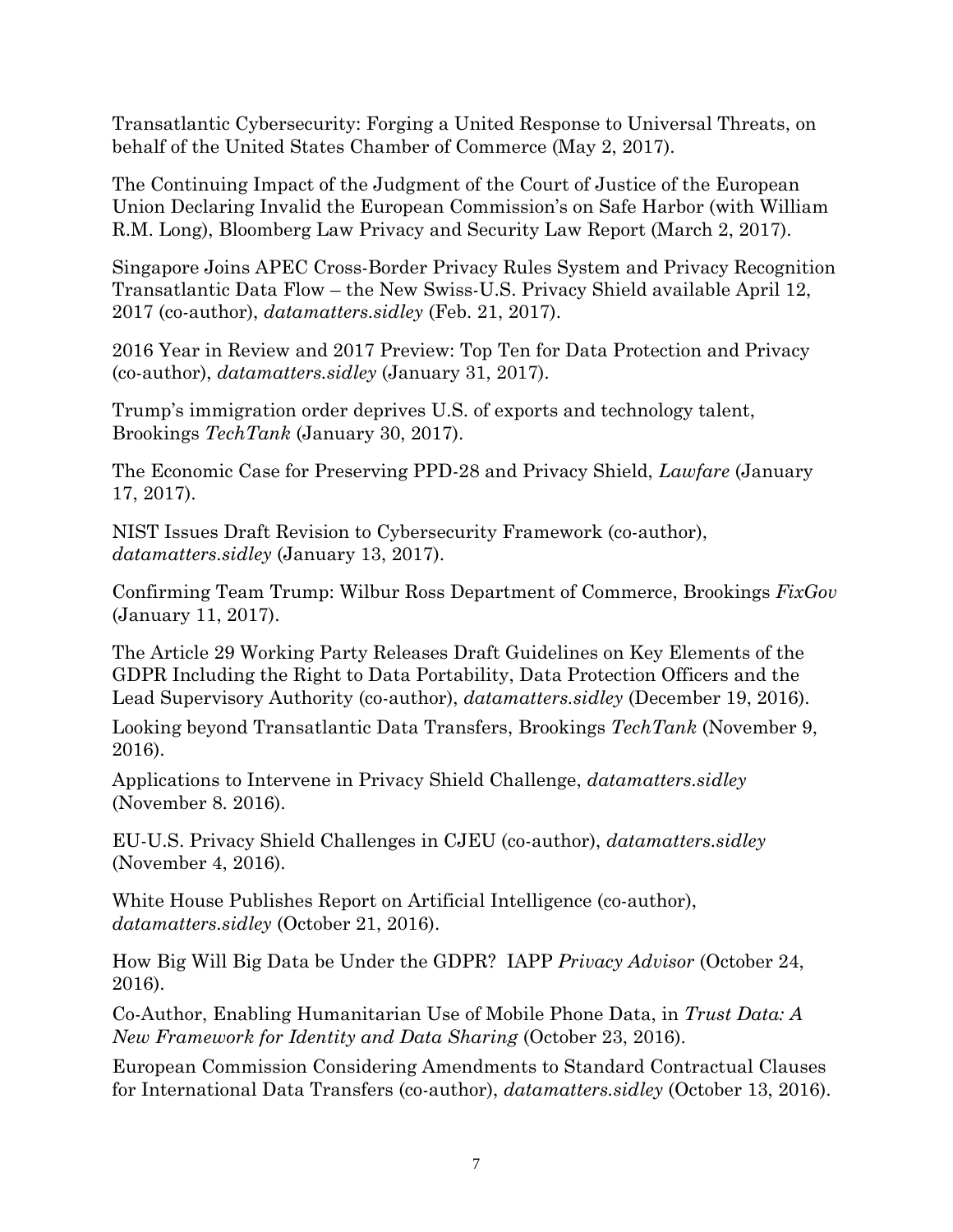Transatlantic Cybersecurity: Forging a United Response to Universal Threats, on behalf of the United States Chamber of Commerce (May 2, 2017).

The Continuing Impact of the Judgment of the Court of Justice of the European Union Declaring Invalid the European Commission's on Safe Harbor (with William R.M. Long), Bloomberg Law Privacy and Security Law Report (March 2, 2017).

Singapore Joins APEC Cross-Border Privacy Rules System and Privacy Recognition Transatlantic Data Flow – the New Swiss-U.S. Privacy Shield available April 12, 2017 (co-author), *datamatters.sidley* (Feb. 21, 2017).

2016 Year in Review and 2017 Preview: Top Ten for Data Protection and Privacy (co-author), *datamatters.sidley* (January 31, 2017).

Trump's immigration order deprives U.S. of exports and technology talent, Brookings *TechTank* (January 30, 2017).

The Economic Case for Preserving PPD-28 and Privacy Shield, *Lawfare* (January 17, 2017).

NIST Issues Draft Revision to Cybersecurity Framework (co-author), *datamatters.sidley* (January 13, 2017).

Confirming Team Trump: Wilbur Ross Department of Commerce, Brookings *FixGov* (January 11, 2017).

The Article 29 Working Party Releases Draft Guidelines on Key Elements of the GDPR Including the Right to Data Portability, Data Protection Officers and the Lead Supervisory Authority (co-author), *datamatters.sidley* (December 19, 2016).

Looking beyond Transatlantic Data Transfers, Brookings *TechTank* (November 9, 2016).

Applications to Intervene in Privacy Shield Challenge, *datamatters.sidley* (November 8. 2016).

EU-U.S. Privacy Shield Challenges in CJEU (co-author), *datamatters.sidley* (November 4, 2016).

White House Publishes Report on Artificial Intelligence (co-author), *datamatters.sidley* (October 21, 2016).

How Big Will Big Data be Under the GDPR? IAPP *Privacy Advisor* (October 24, 2016).

Co-Author, Enabling Humanitarian Use of Mobile Phone Data, in *Trust Data: A New Framework for Identity and Data Sharing* (October 23, 2016).

European Commission Considering Amendments to Standard Contractual Clauses for International Data Transfers (co-author), *datamatters.sidley* (October 13, 2016).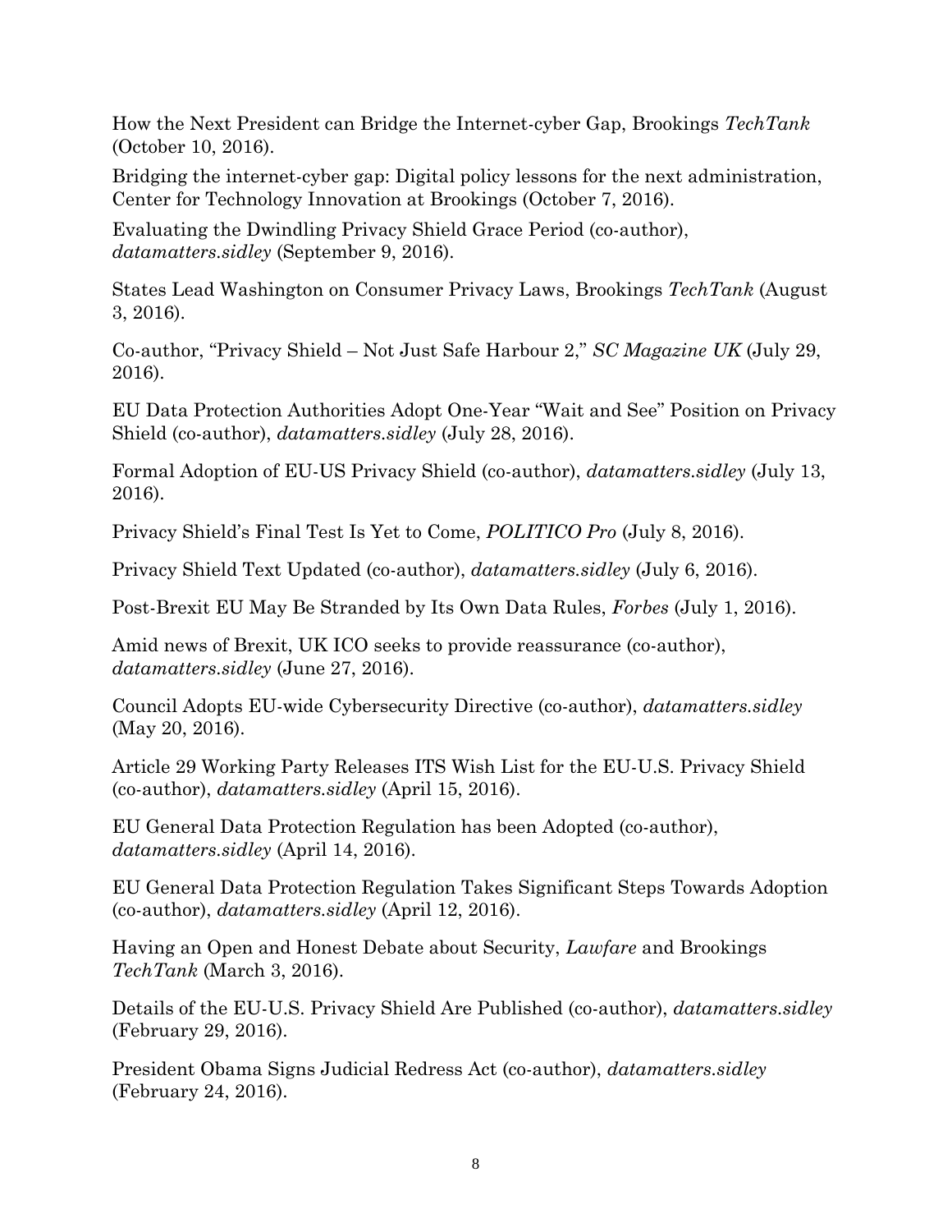How the Next President can Bridge the Internet-cyber Gap, Brookings *TechTank* (October 10, 2016).

Bridging the internet-cyber gap: Digital policy lessons for the next administration, Center for Technology Innovation at Brookings (October 7, 2016).

Evaluating the Dwindling Privacy Shield Grace Period (co-author), *datamatters.sidley* (September 9, 2016).

States Lead Washington on Consumer Privacy Laws, Brookings *TechTank* (August 3, 2016).

Co-author, "Privacy Shield – Not Just Safe Harbour 2," *SC Magazine UK* (July 29, 2016).

EU Data Protection Authorities Adopt One-Year "Wait and See" Position on Privacy Shield (co-author), *datamatters.sidley* (July 28, 2016).

Formal Adoption of EU-US Privacy Shield (co-author), *datamatters.sidley* (July 13, 2016).

Privacy Shield's Final Test Is Yet to Come, *POLITICO Pro* (July 8, 2016).

Privacy Shield Text Updated (co-author), *datamatters.sidley* (July 6, 2016).

Post-Brexit EU May Be Stranded by Its Own Data Rules, *Forbes* (July 1, 2016).

Amid news of Brexit, UK ICO seeks to provide reassurance (co-author), *datamatters.sidley* (June 27, 2016).

Council Adopts EU-wide Cybersecurity Directive (co-author), *datamatters.sidley* (May 20, 2016).

Article 29 Working Party Releases ITS Wish List for the EU-U.S. Privacy Shield (co-author), *datamatters.sidley* (April 15, 2016).

EU General Data Protection Regulation has been Adopted (co-author), *datamatters.sidley* (April 14, 2016).

EU General Data Protection Regulation Takes Significant Steps Towards Adoption (co-author), *datamatters.sidley* (April 12, 2016).

Having an Open and Honest Debate about Security, *Lawfare* and Brookings *TechTank* (March 3, 2016).

Details of the EU-U.S. Privacy Shield Are Published (co-author), *datamatters.sidley* (February 29, 2016).

President Obama Signs Judicial Redress Act (co-author), *datamatters.sidley* (February 24, 2016).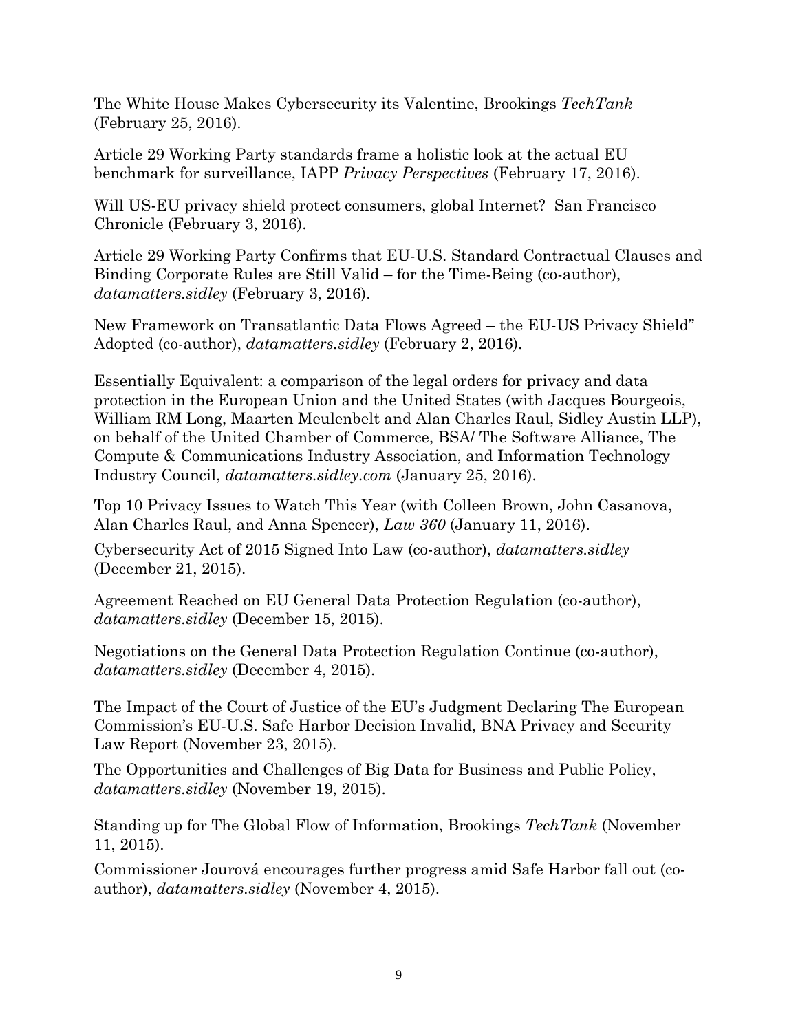The White House Makes Cybersecurity its Valentine, Brookings *TechTank* (February 25, 2016).

Article 29 Working Party standards frame a holistic look at the actual EU benchmark for surveillance, IAPP *Privacy Perspectives* (February 17, 2016).

Will US-EU privacy shield protect consumers, global Internet? San Francisco Chronicle (February 3, 2016).

Article 29 Working Party Confirms that EU-U.S. Standard Contractual Clauses and Binding Corporate Rules are Still Valid – for the Time-Being (co-author), *datamatters.sidley* (February 3, 2016).

New Framework on Transatlantic Data Flows Agreed – the EU-US Privacy Shield" Adopted (co-author), *datamatters.sidley* (February 2, 2016).

Essentially Equivalent: a comparison of the legal orders for privacy and data protection in the European Union and the United States (with Jacques Bourgeois, William RM Long, Maarten Meulenbelt and Alan Charles Raul, Sidley Austin LLP), on behalf of the United Chamber of Commerce, BSA/ The Software Alliance, The Compute & Communications Industry Association, and Information Technology Industry Council, *datamatters.sidley.com* (January 25, 2016).

Top 10 Privacy Issues to Watch This Year (with Colleen Brown, John Casanova, Alan Charles Raul, and Anna Spencer), *Law 360* (January 11, 2016).

Cybersecurity Act of 2015 Signed Into Law (co-author), *datamatters.sidley* (December 21, 2015).

Agreement Reached on EU General Data Protection Regulation (co-author), *datamatters.sidley* (December 15, 2015).

Negotiations on the General Data Protection Regulation Continue (co-author), *datamatters.sidley* (December 4, 2015).

The Impact of the Court of Justice of the EU's Judgment Declaring The European Commission's EU-U.S. Safe Harbor Decision Invalid, BNA Privacy and Security Law Report (November 23, 2015).

The Opportunities and Challenges of Big Data for Business and Public Policy, *datamatters.sidley* (November 19, 2015).

Standing up for The Global Flow of Information, Brookings *TechTank* (November 11, 2015).

Commissioner Jourová encourages further progress amid Safe Harbor fall out (co-author), *datamatters.sidley* (November 4, 2015).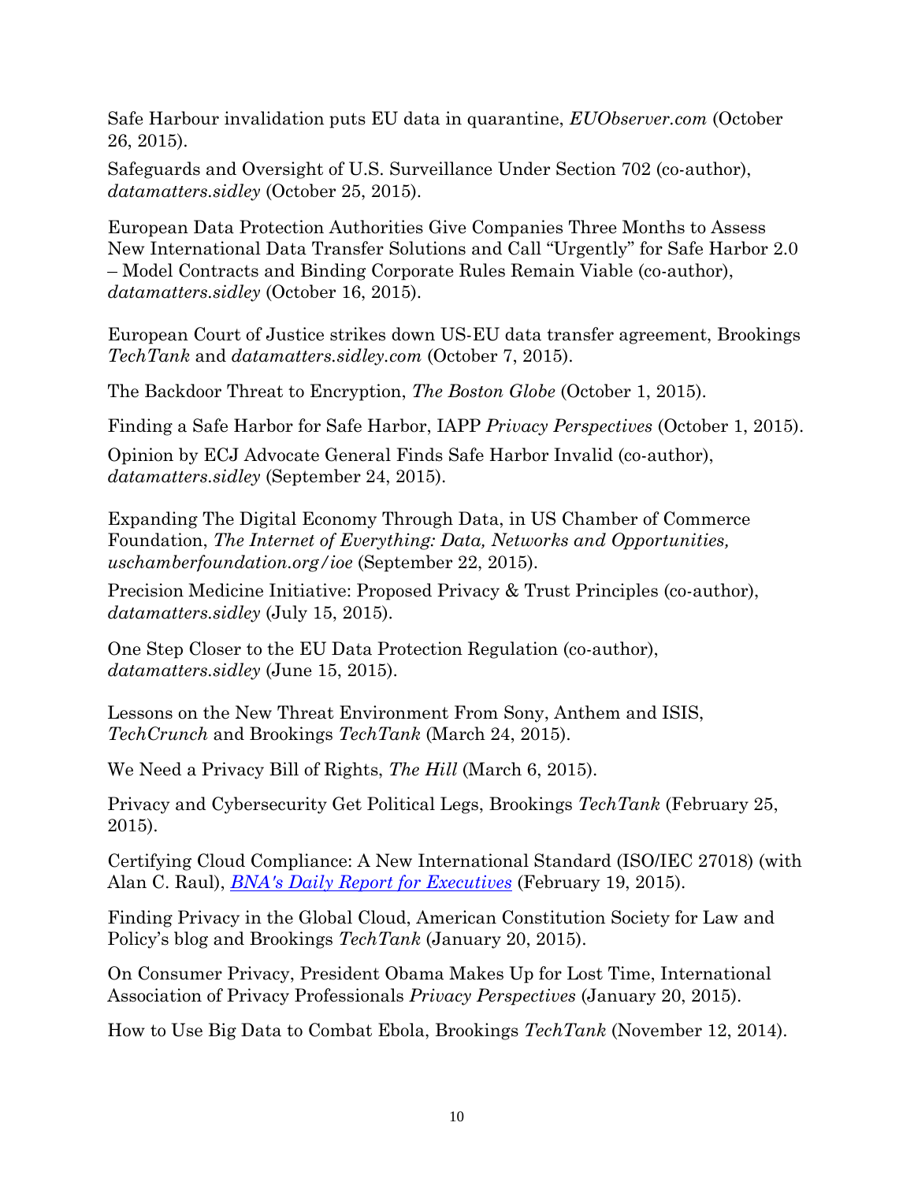Safe Harbour invalidation puts EU data in quarantine, *EUObserver.com* (October 26, 2015).

Safeguards and Oversight of U.S. Surveillance Under Section 702 (co-author), *datamatters.sidley* (October 25, 2015).

European Data Protection Authorities Give Companies Three Months to Assess New International Data Transfer Solutions and Call "Urgently" for Safe Harbor 2.0 – Model Contracts and Binding Corporate Rules Remain Viable (co-author), *datamatters.sidley* (October 16, 2015).

European Court of Justice strikes down US-EU data transfer agreement, Brookings *TechTank* and *datamatters.sidley.com* (October 7, 2015).

The Backdoor Threat to Encryption, *The Boston Globe* (October 1, 2015).

Finding a Safe Harbor for Safe Harbor, IAPP *Privacy Perspectives* (October 1, 2015).

Opinion by ECJ Advocate General Finds Safe Harbor Invalid (co-author), *datamatters.sidley* (September 24, 2015).

Expanding The Digital Economy Through Data, in US Chamber of Commerce Foundation, *The Internet of Everything: Data, Networks and Opportunities, uschamberfoundation.org/ioe* (September 22, 2015).

Precision Medicine Initiative: Proposed Privacy & Trust Principles (co-author), *datamatters.sidley* (July 15, 2015).

One Step Closer to the EU Data Protection Regulation (co-author), *datamatters.sidley* (June 15, 2015).

Lessons on the New Threat Environment From Sony, Anthem and ISIS, *TechCrunch* and Brookings *TechTank* (March 24, 2015).

We Need a Privacy Bill of Rights, *The Hill* (March 6, 2015).

Privacy and Cybersecurity Get Political Legs, Brookings *TechTank* (February 25, 2015).

Certifying Cloud Compliance: A New International Standard (ISO/IEC 27018) (with Alan C. Raul), *BNA's Daily Report for Executives* (February 19, 2015).

Finding Privacy in the Global Cloud, American Constitution Society for Law and Policy's blog and Brookings *TechTank* (January 20, 2015).

On Consumer Privacy, President Obama Makes Up for Lost Time, International Association of Privacy Professionals *Privacy Perspectives* (January 20, 2015).

How to Use Big Data to Combat Ebola, Brookings *TechTank* (November 12, 2014).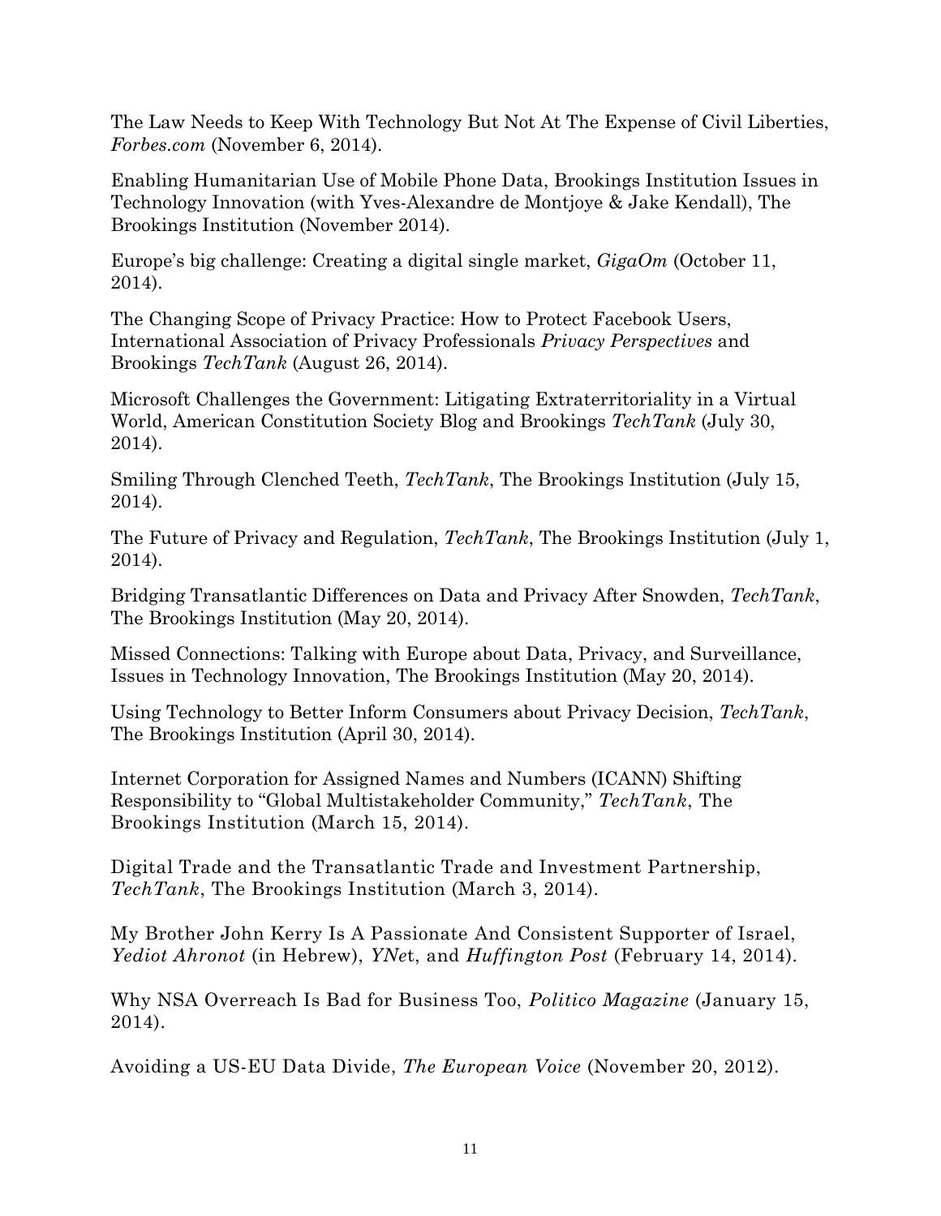The Law Needs to Keep With Technology But Not At The Expense of Civil Liberties, *Forbes.com* (November 6, 2014).

Enabling Humanitarian Use of Mobile Phone Data, Brookings Institution Issues in Technology Innovation (with Yves-Alexandre de Montjoye & Jake Kendall), The Brookings Institution (November 2014).

Europe's big challenge: Creating a digital single market, *GigaOm* (October 11, 2014).

The Changing Scope of Privacy Practice: How to Protect Facebook Users, International Association of Privacy Professionals *Privacy Perspectives* and Brookings *TechTank* (August 26, 2014).

Microsoft Challenges the Government: Litigating Extraterritoriality in a Virtual World, American Constitution Society Blog and Brookings *TechTank* (July 30, 2014).

Smiling Through Clenched Teeth, *TechTank*, The Brookings Institution (July 15, 2014).

The Future of Privacy and Regulation, *TechTank*, The Brookings Institution (July 1, 2014).

Bridging Transatlantic Differences on Data and Privacy After Snowden, *TechTank*, The Brookings Institution (May 20, 2014).

Missed Connections: Talking with Europe about Data, Privacy, and Surveillance, Issues in Technology Innovation, The Brookings Institution (May 20, 2014).

Using Technology to Better Inform Consumers about Privacy Decision, *TechTank*, The Brookings Institution (April 30, 2014).

Internet Corporation for Assigned Names and Numbers (ICANN) Shifting Responsibility to "Global Multistakeholder Community," *TechTank*, The Brookings Institution (March 15, 2014).

Digital Trade and the Transatlantic Trade and Investment Partnership, *TechTank*, The Brookings Institution (March 3, 2014).

My Brother John Kerry Is A Passionate And Consistent Supporter of Israel, *Yediot Ahronot* (in Hebrew), *YNe*t, and *Huffington Post* (February 14, 2014).

Why NSA Overreach Is Bad for Business Too, *Politico Magazine* (January 15, 2014).

Avoiding a US-EU Data Divide, *The European Voice* (November 20, 2012).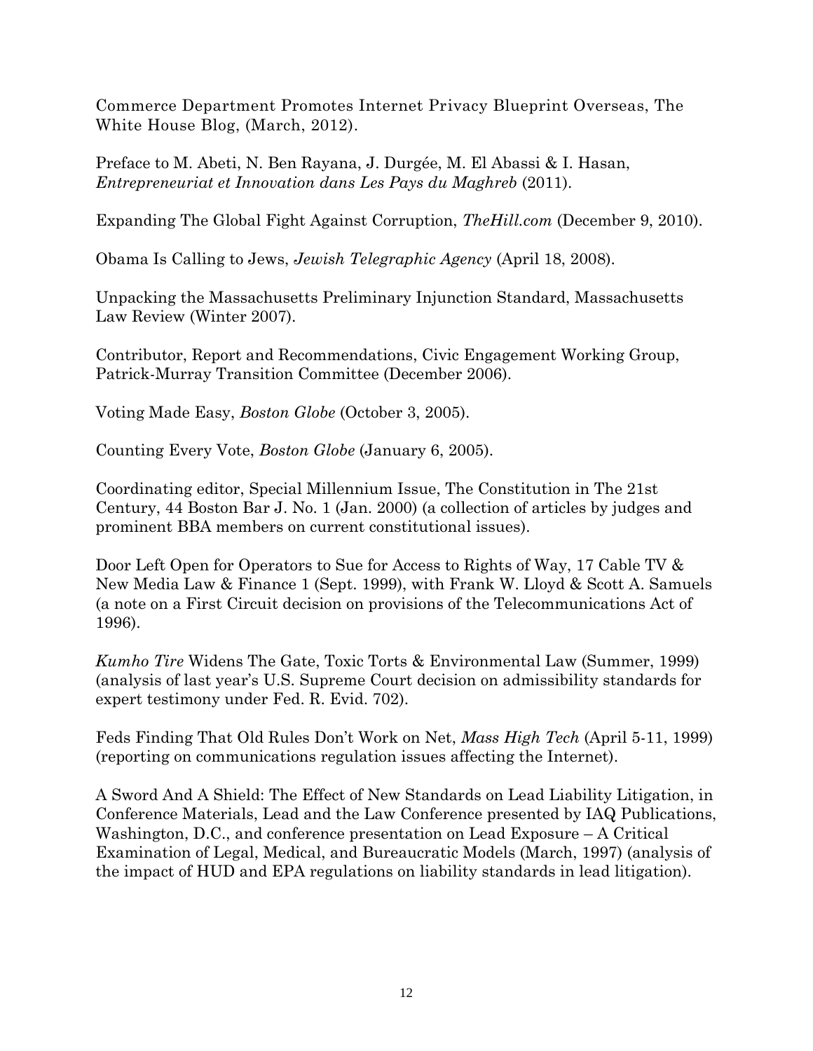Commerce Department Promotes Internet Privacy Blueprint Overseas, The White House Blog, (March, 2012).

Preface to M. Abeti, N. Ben Rayana, J. Durgée, M. El Abassi & I. Hasan, *Entrepreneuriat et Innovation dans Les Pays du Maghreb* (2011).

Expanding The Global Fight Against Corruption, *TheHill.com* (December 9, 2010).

Obama Is Calling to Jews, *Jewish Telegraphic Agency* (April 18, 2008).

Unpacking the Massachusetts Preliminary Injunction Standard, Massachusetts Law Review (Winter 2007).

Contributor, Report and Recommendations, Civic Engagement Working Group, Patrick-Murray Transition Committee (December 2006).

Voting Made Easy, *Boston Globe* (October 3, 2005).

Counting Every Vote, *Boston Globe* (January 6, 2005).

Coordinating editor, Special Millennium Issue, The Constitution in The 21st Century, 44 Boston Bar J. No. 1 (Jan. 2000) (a collection of articles by judges and prominent BBA members on current constitutional issues).

Door Left Open for Operators to Sue for Access to Rights of Way, 17 Cable TV & New Media Law & Finance 1 (Sept. 1999), with Frank W. Lloyd & Scott A. Samuels (a note on a First Circuit decision on provisions of the Telecommunications Act of 1996).

*Kumho Tire* Widens The Gate, Toxic Torts & Environmental Law (Summer, 1999) (analysis of last year's U.S. Supreme Court decision on admissibility standards for expert testimony under Fed. R. Evid. 702).

Feds Finding That Old Rules Don't Work on Net, *Mass High Tech* (April 5-11, 1999) (reporting on communications regulation issues affecting the Internet).

A Sword And A Shield: The Effect of New Standards on Lead Liability Litigation, in Conference Materials, Lead and the Law Conference presented by IAQ Publications, Washington, D.C., and conference presentation on Lead Exposure – A Critical Examination of Legal, Medical, and Bureaucratic Models (March, 1997) (analysis of the impact of HUD and EPA regulations on liability standards in lead litigation).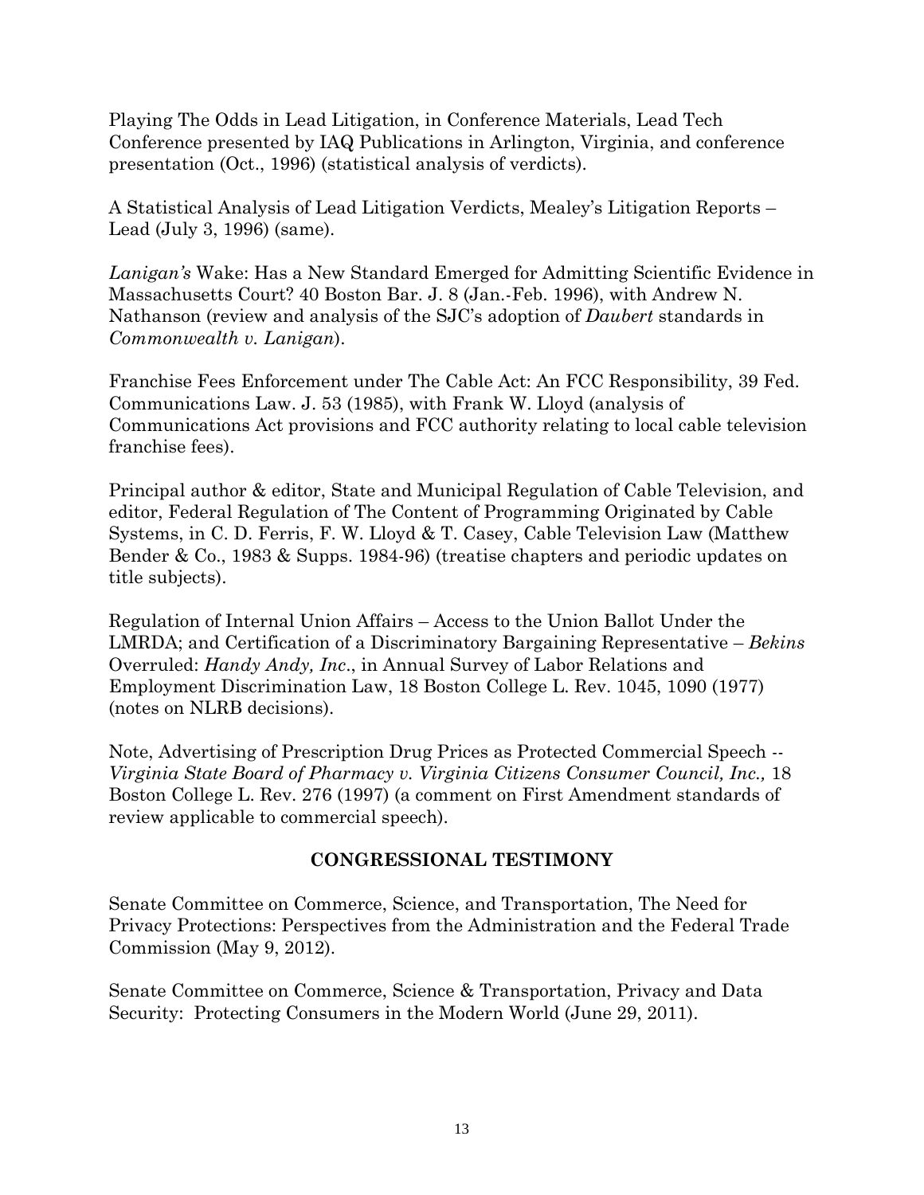Playing The Odds in Lead Litigation, in Conference Materials, Lead Tech Conference presented by IAQ Publications in Arlington, Virginia, and conference presentation (Oct., 1996) (statistical analysis of verdicts).

A Statistical Analysis of Lead Litigation Verdicts, Mealey's Litigation Reports – Lead (July 3, 1996) (same).

*Lanigan's* Wake: Has a New Standard Emerged for Admitting Scientific Evidence in Massachusetts Court? 40 Boston Bar. J. 8 (Jan.-Feb. 1996), with Andrew N. Nathanson (review and analysis of the SJC's adoption of *Daubert* standards in *Commonwealth v. Lanigan*).

Franchise Fees Enforcement under The Cable Act: An FCC Responsibility, 39 Fed. Communications Law. J. 53 (1985), with Frank W. Lloyd (analysis of Communications Act provisions and FCC authority relating to local cable television franchise fees).

Principal author & editor, State and Municipal Regulation of Cable Television, and editor, Federal Regulation of The Content of Programming Originated by Cable Systems, in C. D. Ferris, F. W. Lloyd & T. Casey, Cable Television Law (Matthew Bender & Co., 1983 & Supps. 1984-96) (treatise chapters and periodic updates on title subjects).

Regulation of Internal Union Affairs – Access to the Union Ballot Under the LMRDA; and Certification of a Discriminatory Bargaining Representative – *Bekins* Overruled: *Handy Andy, Inc*., in Annual Survey of Labor Relations and Employment Discrimination Law, 18 Boston College L. Rev. 1045, 1090 (1977) (notes on NLRB decisions).

Note, Advertising of Prescription Drug Prices as Protected Commercial Speech -- *Virginia State Board of Pharmacy v. Virginia Citizens Consumer Council, Inc.,* 18 Boston College L. Rev. 276 (1997) (a comment on First Amendment standards of review applicable to commercial speech).

## CONGRESSIONAL TESTIMONY

Senate Committee on Commerce, Science, and Transportation, The Need for Privacy Protections: Perspectives from the Administration and the Federal Trade Commission (May 9, 2012).

Senate Committee on Commerce, Science & Transportation, Privacy and Data Security: Protecting Consumers in the Modern World (June 29, 2011).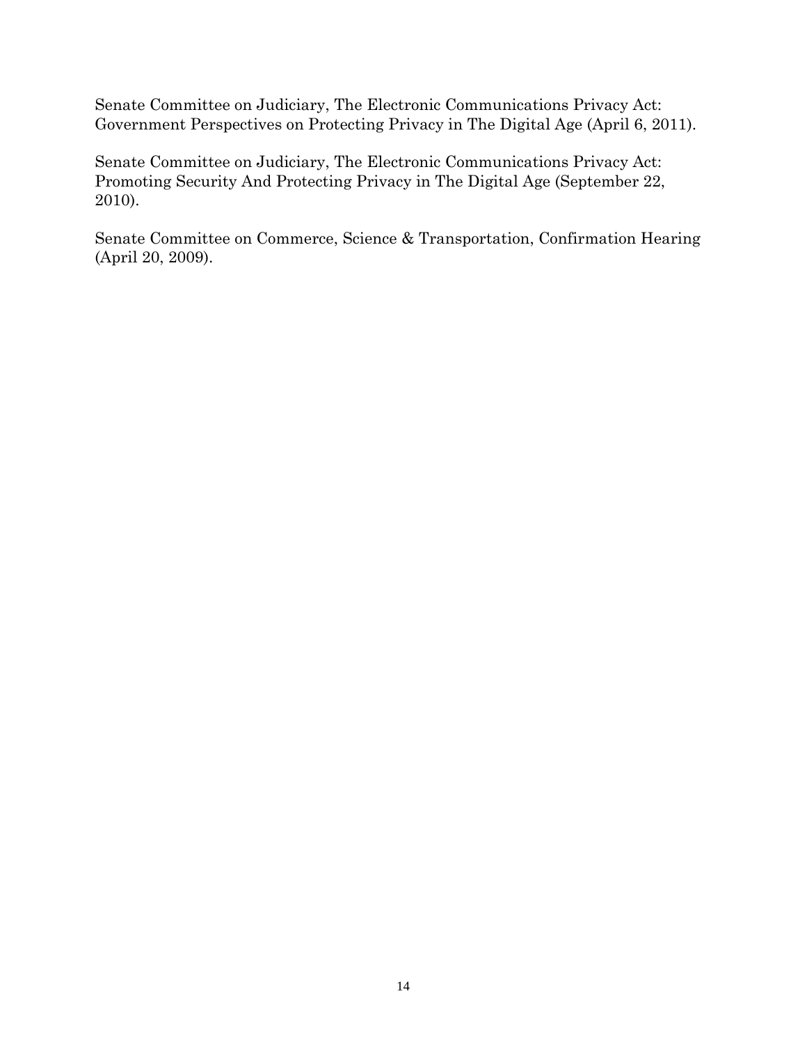Senate Committee on Judiciary, The Electronic Communications Privacy Act: Government Perspectives on Protecting Privacy in The Digital Age (April 6, 2011).

Senate Committee on Judiciary, The Electronic Communications Privacy Act: Promoting Security And Protecting Privacy in The Digital Age (September 22, 2010).

Senate Committee on Commerce, Science & Transportation, Confirmation Hearing (April 20, 2009).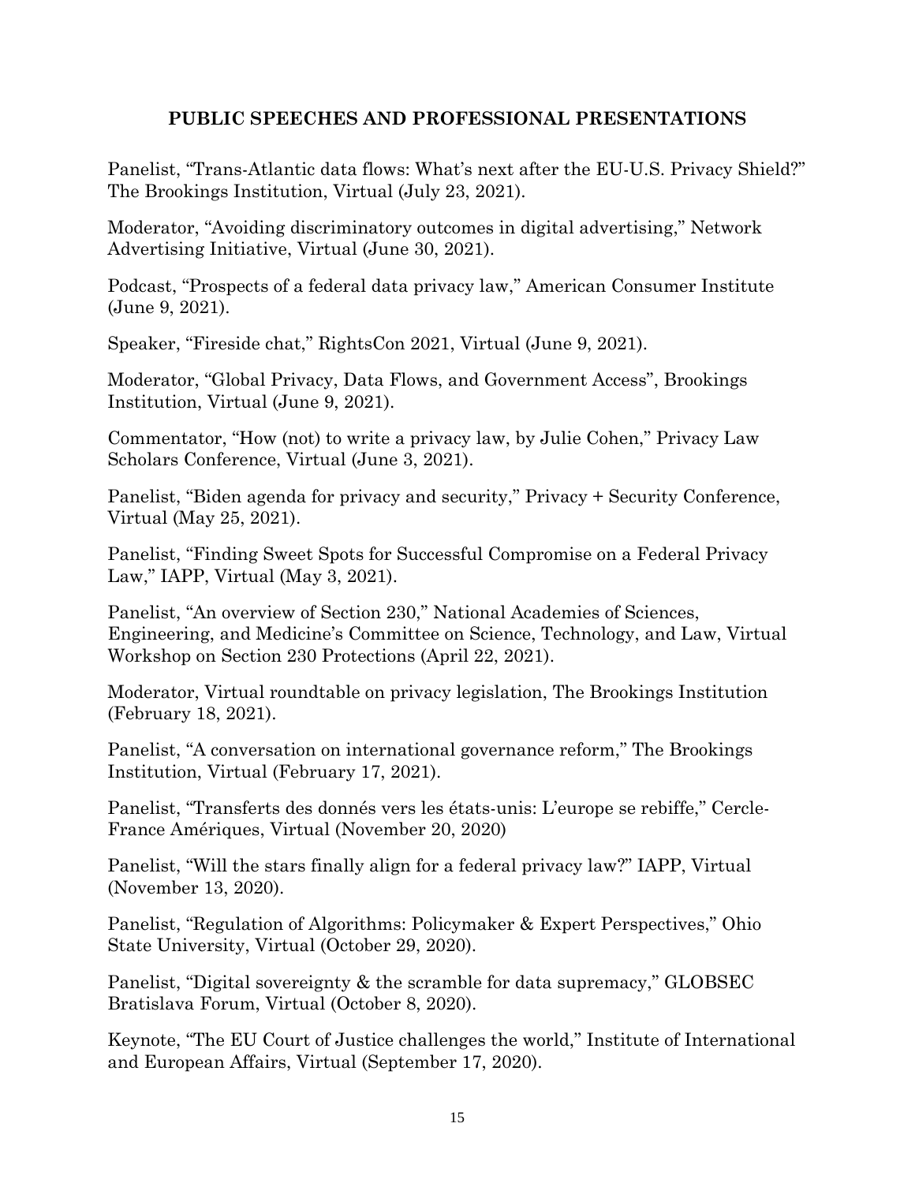## PUBLIC SPEECHES AND PROFESSIONAL PRESENTATIONS

Panelist, "Trans-Atlantic data flows: What's next after the EU-U.S. Privacy Shield?" The Brookings Institution, Virtual (July 23, 2021).

Moderator, "Avoiding discriminatory outcomes in digital advertising," Network Advertising Initiative, Virtual (June 30, 2021).

Podcast, "Prospects of a federal data privacy law," American Consumer Institute (June 9, 2021).

Speaker, "Fireside chat," RightsCon 2021, Virtual (June 9, 2021).

Moderator, "Global Privacy, Data Flows, and Government Access", Brookings Institution, Virtual (June 9, 2021).

Commentator, "How (not) to write a privacy law, by Julie Cohen," Privacy Law Scholars Conference, Virtual (June 3, 2021).

Panelist, "Biden agenda for privacy and security," Privacy + Security Conference, Virtual (May 25, 2021).

Panelist, "Finding Sweet Spots for Successful Compromise on a Federal Privacy Law," IAPP, Virtual (May 3, 2021).

Panelist, "An overview of Section 230," National Academies of Sciences, Engineering, and Medicine's Committee on Science, Technology, and Law, Virtual Workshop on Section 230 Protections (April 22, 2021).

Moderator, Virtual roundtable on privacy legislation, The Brookings Institution (February 18, 2021).

Panelist, "A conversation on international governance reform," The Brookings Institution, Virtual (February 17, 2021).

Panelist, "Transferts des donnés vers les états-unis: L'europe se rebiffe," Cercle-France Amériques, Virtual (November 20, 2020)

Panelist, "Will the stars finally align for a federal privacy law?" IAPP, Virtual (November 13, 2020).

Panelist, "Regulation of Algorithms: Policymaker & Expert Perspectives," Ohio State University, Virtual (October 29, 2020).

Panelist, "Digital sovereignty & the scramble for data supremacy," GLOBSEC Bratislava Forum, Virtual (October 8, 2020).

Keynote, "The EU Court of Justice challenges the world," Institute of International and European Affairs, Virtual (September 17, 2020).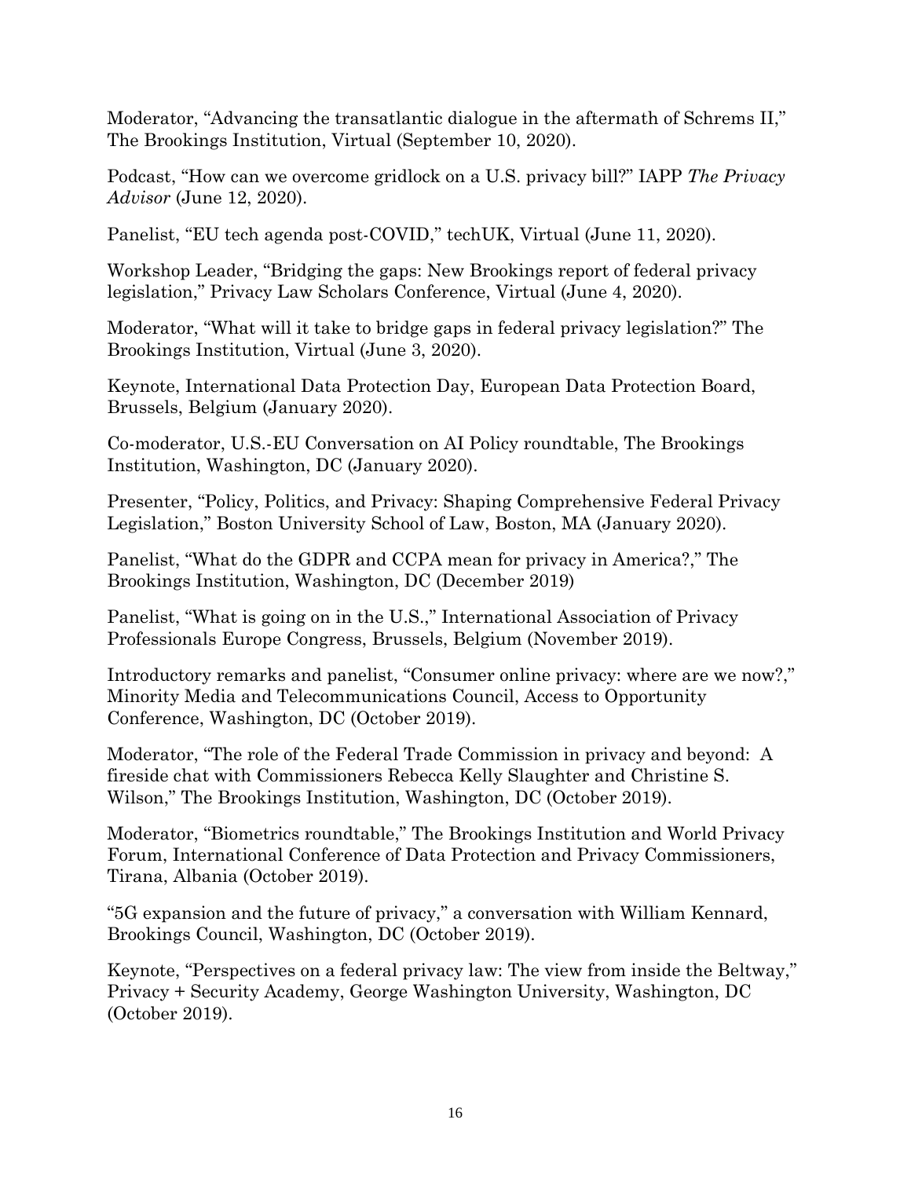Moderator, “Advancing the transatlantic dialogue in the aftermath of Schrems II,” The Brookings Institution, Virtual (September 10, 2020).

Podcast, “How can we overcome gridlock on a U.S. privacy bill?” IAPP *The Privacy Advisor* (June 12, 2020).

Panelist, “EU tech agenda post-COVID,” techUK, Virtual (June 11, 2020).

Workshop Leader, “Bridging the gaps: New Brookings report of federal privacy legislation,” Privacy Law Scholars Conference, Virtual (June 4, 2020).

Moderator, “What will it take to bridge gaps in federal privacy legislation?” The Brookings Institution, Virtual (June 3, 2020).

Keynote, International Data Protection Day, European Data Protection Board, Brussels, Belgium (January 2020).

Co-moderator, U.S.-EU Conversation on AI Policy roundtable, The Brookings Institution, Washington, DC (January 2020).

Presenter, “Policy, Politics, and Privacy: Shaping Comprehensive Federal Privacy Legislation,” Boston University School of Law, Boston, MA (January 2020).

Panelist, “What do the GDPR and CCPA mean for privacy in America?,” The Brookings Institution, Washington, DC (December 2019)

Panelist, “What is going on in the U.S.,” International Association of Privacy Professionals Europe Congress, Brussels, Belgium (November 2019).

Introductory remarks and panelist, “Consumer online privacy: where are we now?,” Minority Media and Telecommunications Council, Access to Opportunity Conference, Washington, DC (October 2019).

Moderator, “The role of the Federal Trade Commission in privacy and beyond: A fireside chat with Commissioners Rebecca Kelly Slaughter and Christine S. Wilson,” The Brookings Institution, Washington, DC (October 2019).

Moderator, “Biometrics roundtable,” The Brookings Institution and World Privacy Forum, International Conference of Data Protection and Privacy Commissioners, Tirana, Albania (October 2019).

“5G expansion and the future of privacy,” a conversation with William Kennard, Brookings Council, Washington, DC (October 2019).

Keynote, “Perspectives on a federal privacy law: The view from inside the Beltway,” Privacy + Security Academy, George Washington University, Washington, DC (October 2019).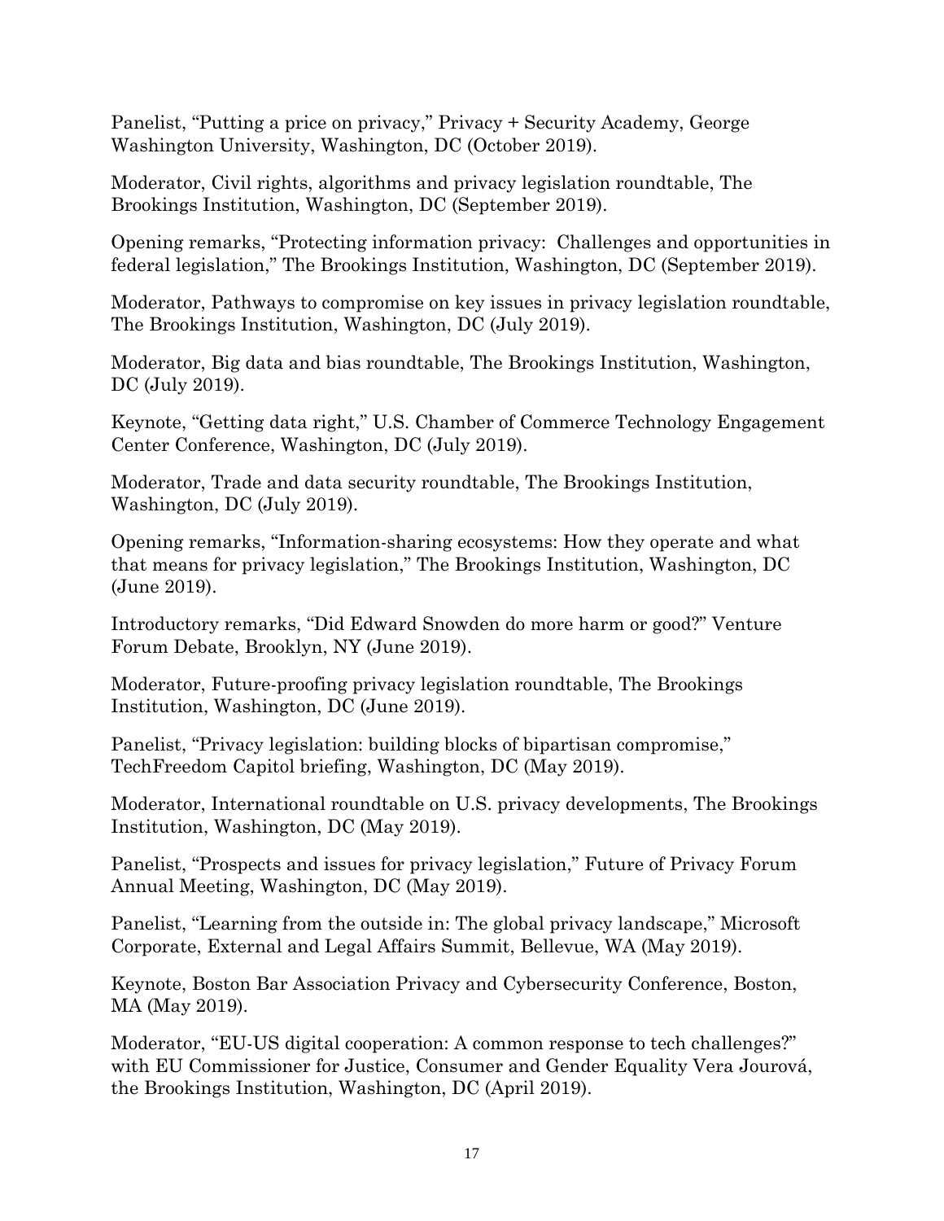Panelist, "Putting a price on privacy," Privacy + Security Academy, George Washington University, Washington, DC (October 2019).

Moderator, Civil rights, algorithms and privacy legislation roundtable, The Brookings Institution, Washington, DC (September 2019).

Opening remarks, "Protecting information privacy: Challenges and opportunities in federal legislation," The Brookings Institution, Washington, DC (September 2019).

Moderator, Pathways to compromise on key issues in privacy legislation roundtable, The Brookings Institution, Washington, DC (July 2019).

Moderator, Big data and bias roundtable, The Brookings Institution, Washington, DC (July 2019).

Keynote, "Getting data right," U.S. Chamber of Commerce Technology Engagement Center Conference, Washington, DC (July 2019).

Moderator, Trade and data security roundtable, The Brookings Institution, Washington, DC (July 2019).

Opening remarks, "Information-sharing ecosystems: How they operate and what that means for privacy legislation," The Brookings Institution, Washington, DC (June 2019).

Introductory remarks, "Did Edward Snowden do more harm or good?" Venture Forum Debate, Brooklyn, NY (June 2019).

Moderator, Future-proofing privacy legislation roundtable, The Brookings Institution, Washington, DC (June 2019).

Panelist, "Privacy legislation: building blocks of bipartisan compromise," TechFreedom Capitol briefing, Washington, DC (May 2019).

Moderator, International roundtable on U.S. privacy developments, The Brookings Institution, Washington, DC (May 2019).

Panelist, "Prospects and issues for privacy legislation," Future of Privacy Forum Annual Meeting, Washington, DC (May 2019).

Panelist, "Learning from the outside in: The global privacy landscape," Microsoft Corporate, External and Legal Affairs Summit, Bellevue, WA (May 2019).

Keynote, Boston Bar Association Privacy and Cybersecurity Conference, Boston, MA (May 2019).

Moderator, "EU-US digital cooperation: A common response to tech challenges?" with EU Commissioner for Justice, Consumer and Gender Equality Vera Jourová, the Brookings Institution, Washington, DC (April 2019).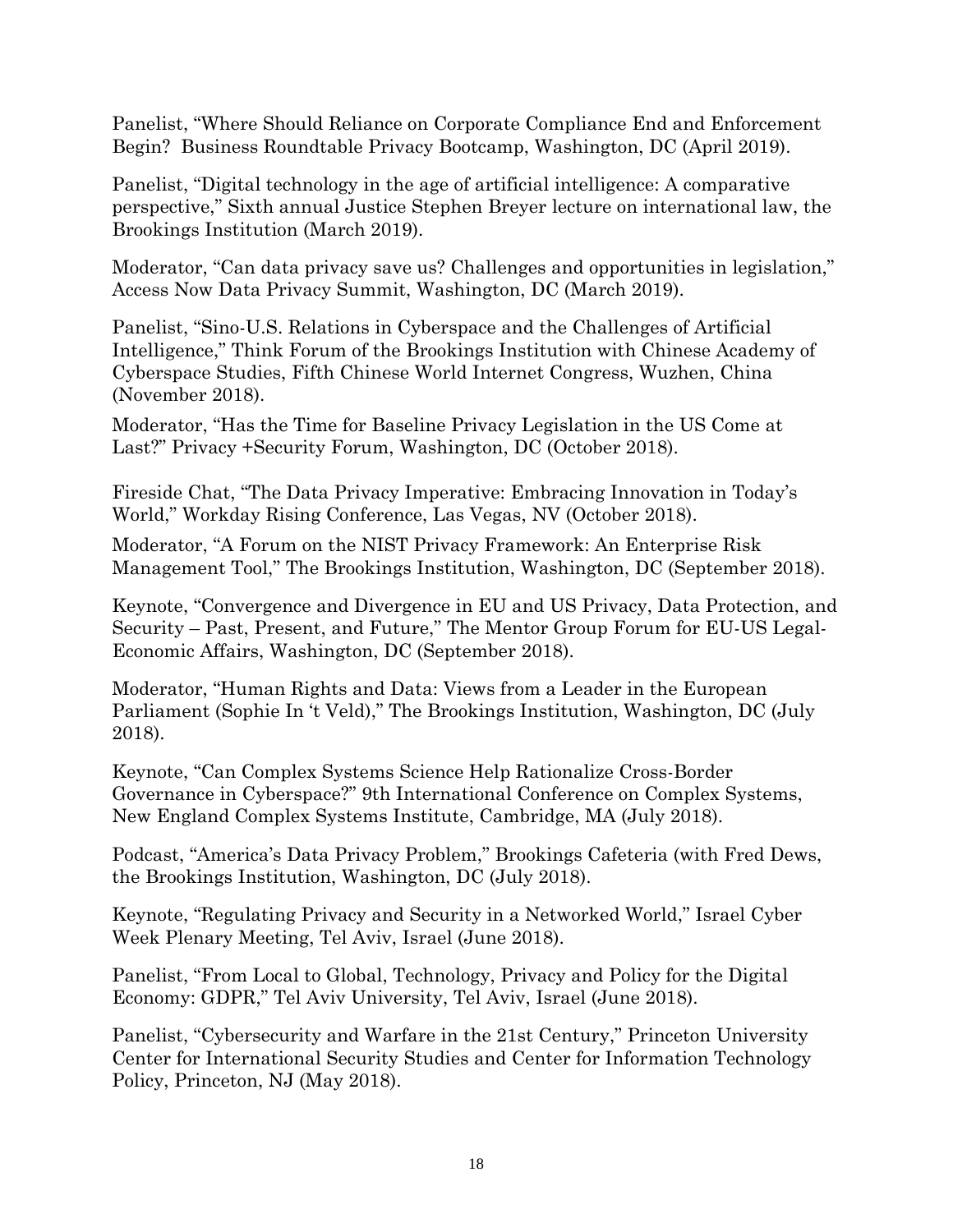Panelist, "Where Should Reliance on Corporate Compliance End and Enforcement Begin?  Business Roundtable Privacy Bootcamp, Washington, DC (April 2019).

Panelist, "Digital technology in the age of artificial intelligence: A comparative perspective," Sixth annual Justice Stephen Breyer lecture on international law, the Brookings Institution (March 2019).

Moderator, "Can data privacy save us? Challenges and opportunities in legislation," Access Now Data Privacy Summit, Washington, DC (March 2019).

Panelist, "Sino-U.S. Relations in Cyberspace and the Challenges of Artificial Intelligence," Think Forum of the Brookings Institution with Chinese Academy of Cyberspace Studies, Fifth Chinese World Internet Congress, Wuzhen, China (November 2018).

Moderator, "Has the Time for Baseline Privacy Legislation in the US Come at Last?" Privacy +Security Forum, Washington, DC (October 2018).

Fireside Chat, "The Data Privacy Imperative: Embracing Innovation in Today's World," Workday Rising Conference, Las Vegas, NV (October 2018).

Moderator, "A Forum on the NIST Privacy Framework: An Enterprise Risk Management Tool," The Brookings Institution, Washington, DC (September 2018).

Keynote, "Convergence and Divergence in EU and US Privacy, Data Protection, and Security – Past, Present, and Future," The Mentor Group Forum for EU-US Legal-Economic Affairs, Washington, DC (September 2018).

Moderator, "Human Rights and Data: Views from a Leader in the European Parliament (Sophie In 't Veld)," The Brookings Institution, Washington, DC (July 2018).

Keynote, "Can Complex Systems Science Help Rationalize Cross-Border Governance in Cyberspace?" 9th International Conference on Complex Systems, New England Complex Systems Institute, Cambridge, MA (July 2018).

Podcast, "America's Data Privacy Problem," Brookings Cafeteria (with Fred Dews, the Brookings Institution, Washington, DC (July 2018).

Keynote, "Regulating Privacy and Security in a Networked World," Israel Cyber Week Plenary Meeting, Tel Aviv, Israel (June 2018).

Panelist, "From Local to Global, Technology, Privacy and Policy for the Digital Economy: GDPR," Tel Aviv University, Tel Aviv, Israel (June 2018).

Panelist, "Cybersecurity and Warfare in the 21st Century," Princeton University Center for International Security Studies and Center for Information Technology Policy, Princeton, NJ (May 2018).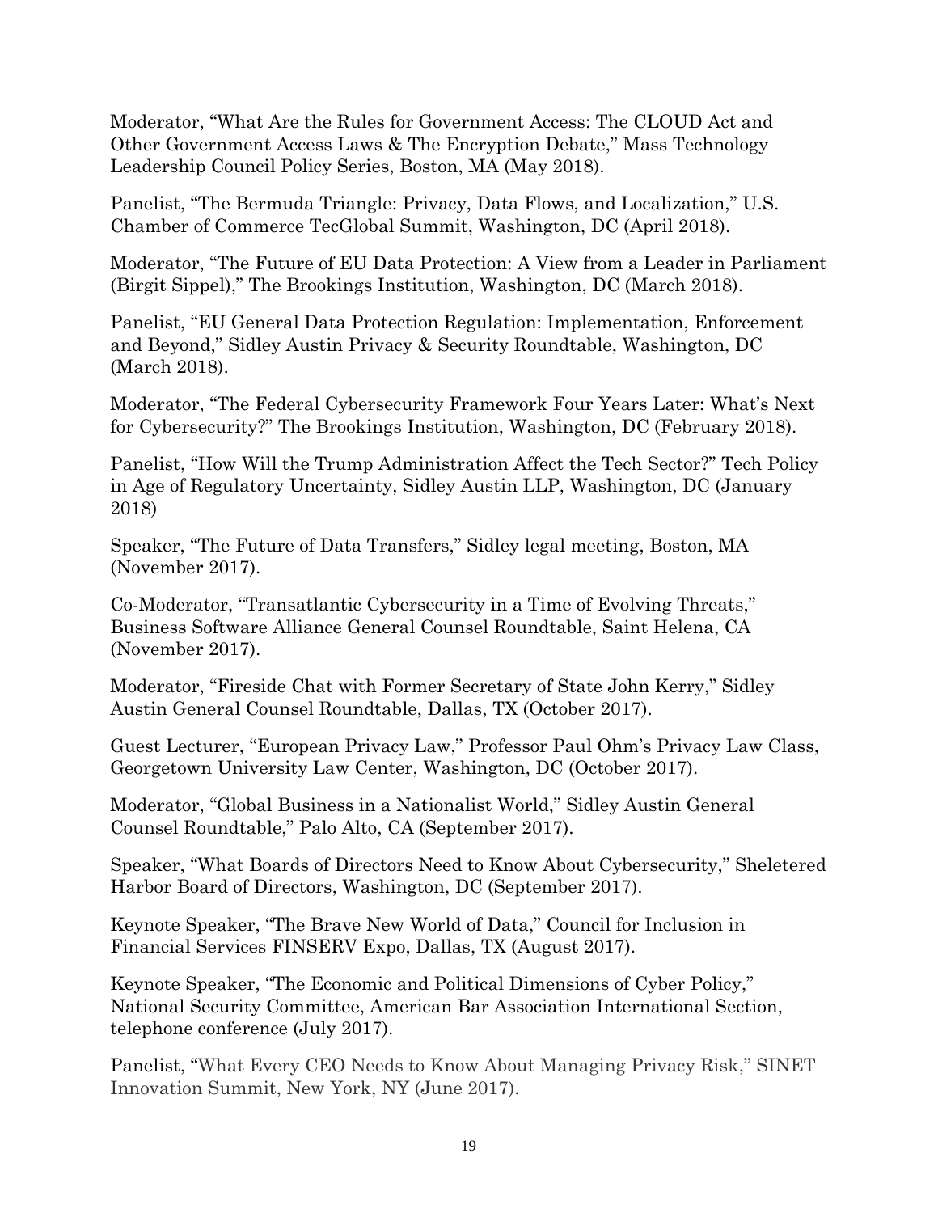Moderator, "What Are the Rules for Government Access: The CLOUD Act and Other Government Access Laws & The Encryption Debate," Mass Technology Leadership Council Policy Series, Boston, MA (May 2018).

Panelist, "The Bermuda Triangle: Privacy, Data Flows, and Localization," U.S. Chamber of Commerce TecGlobal Summit, Washington, DC (April 2018).

Moderator, "The Future of EU Data Protection: A View from a Leader in Parliament (Birgit Sippel)," The Brookings Institution, Washington, DC (March 2018).

Panelist, "EU General Data Protection Regulation: Implementation, Enforcement and Beyond," Sidley Austin Privacy & Security Roundtable, Washington, DC (March 2018).

Moderator, "The Federal Cybersecurity Framework Four Years Later: What's Next for Cybersecurity?" The Brookings Institution, Washington, DC (February 2018).

Panelist, "How Will the Trump Administration Affect the Tech Sector?" Tech Policy in Age of Regulatory Uncertainty, Sidley Austin LLP, Washington, DC (January 2018)

Speaker, "The Future of Data Transfers," Sidley legal meeting, Boston, MA (November 2017).

Co-Moderator, "Transatlantic Cybersecurity in a Time of Evolving Threats," Business Software Alliance General Counsel Roundtable, Saint Helena, CA (November 2017).

Moderator, "Fireside Chat with Former Secretary of State John Kerry," Sidley Austin General Counsel Roundtable, Dallas, TX (October 2017).

Guest Lecturer, "European Privacy Law," Professor Paul Ohm's Privacy Law Class, Georgetown University Law Center, Washington, DC (October 2017).

Moderator, "Global Business in a Nationalist World," Sidley Austin General Counsel Roundtable," Palo Alto, CA (September 2017).

Speaker, "What Boards of Directors Need to Know About Cybersecurity," Sheletered Harbor Board of Directors, Washington, DC (September 2017).

Keynote Speaker, "The Brave New World of Data," Council for Inclusion in Financial Services FINSERV Expo, Dallas, TX (August 2017).

Keynote Speaker, "The Economic and Political Dimensions of Cyber Policy," National Security Committee, American Bar Association International Section, telephone conference (July 2017).

Panelist, "What Every CEO Needs to Know About Managing Privacy Risk," SINET Innovation Summit, New York, NY (June 2017).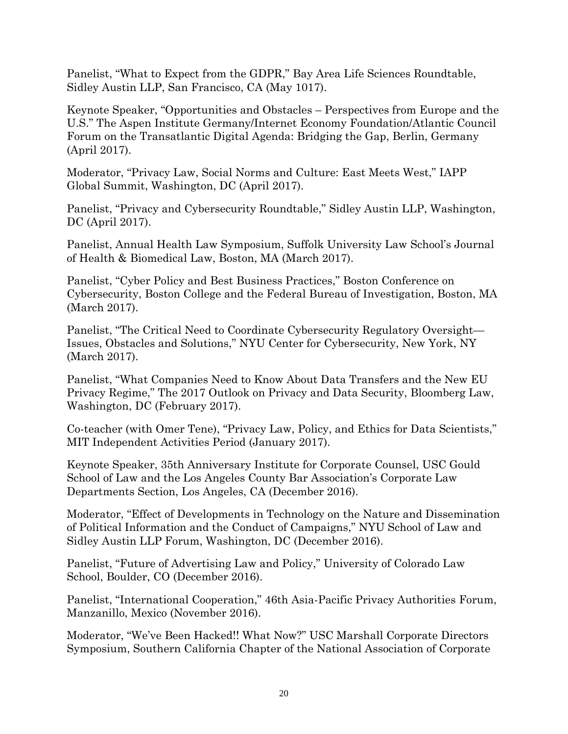Panelist, “What to Expect from the GDPR,” Bay Area Life Sciences Roundtable, Sidley Austin LLP, San Francisco, CA (May 1017).

Keynote Speaker, “Opportunities and Obstacles – Perspectives from Europe and the U.S.” The Aspen Institute Germany/Internet Economy Foundation/Atlantic Council Forum on the Transatlantic Digital Agenda: Bridging the Gap, Berlin, Germany (April 2017).

Moderator, “Privacy Law, Social Norms and Culture: East Meets West,” IAPP Global Summit, Washington, DC (April 2017).

Panelist, “Privacy and Cybersecurity Roundtable,” Sidley Austin LLP, Washington, DC (April 2017).

Panelist, Annual Health Law Symposium, Suffolk University Law School’s Journal of Health & Biomedical Law, Boston, MA (March 2017).

Panelist, “Cyber Policy and Best Business Practices,” Boston Conference on Cybersecurity, Boston College and the Federal Bureau of Investigation, Boston, MA (March 2017).

Panelist, “The Critical Need to Coordinate Cybersecurity Regulatory Oversight—Issues, Obstacles and Solutions,” NYU Center for Cybersecurity, New York, NY (March 2017).

Panelist, “What Companies Need to Know About Data Transfers and the New EU Privacy Regime,” The 2017 Outlook on Privacy and Data Security, Bloomberg Law, Washington, DC (February 2017).

Co-teacher (with Omer Tene), “Privacy Law, Policy, and Ethics for Data Scientists,” MIT Independent Activities Period (January 2017).

Keynote Speaker, 35th Anniversary Institute for Corporate Counsel, USC Gould School of Law and the Los Angeles County Bar Association’s Corporate Law Departments Section, Los Angeles, CA (December 2016).

Moderator, “Effect of Developments in Technology on the Nature and Dissemination of Political Information and the Conduct of Campaigns,” NYU School of Law and Sidley Austin LLP Forum, Washington, DC (December 2016).

Panelist, “Future of Advertising Law and Policy,” University of Colorado Law School, Boulder, CO (December 2016).

Panelist, “International Cooperation,” 46th Asia-Pacific Privacy Authorities Forum, Manzanillo, Mexico (November 2016).

Moderator, “We’ve Been Hacked!! What Now?” USC Marshall Corporate Directors Symposium, Southern California Chapter of the National Association of Corporate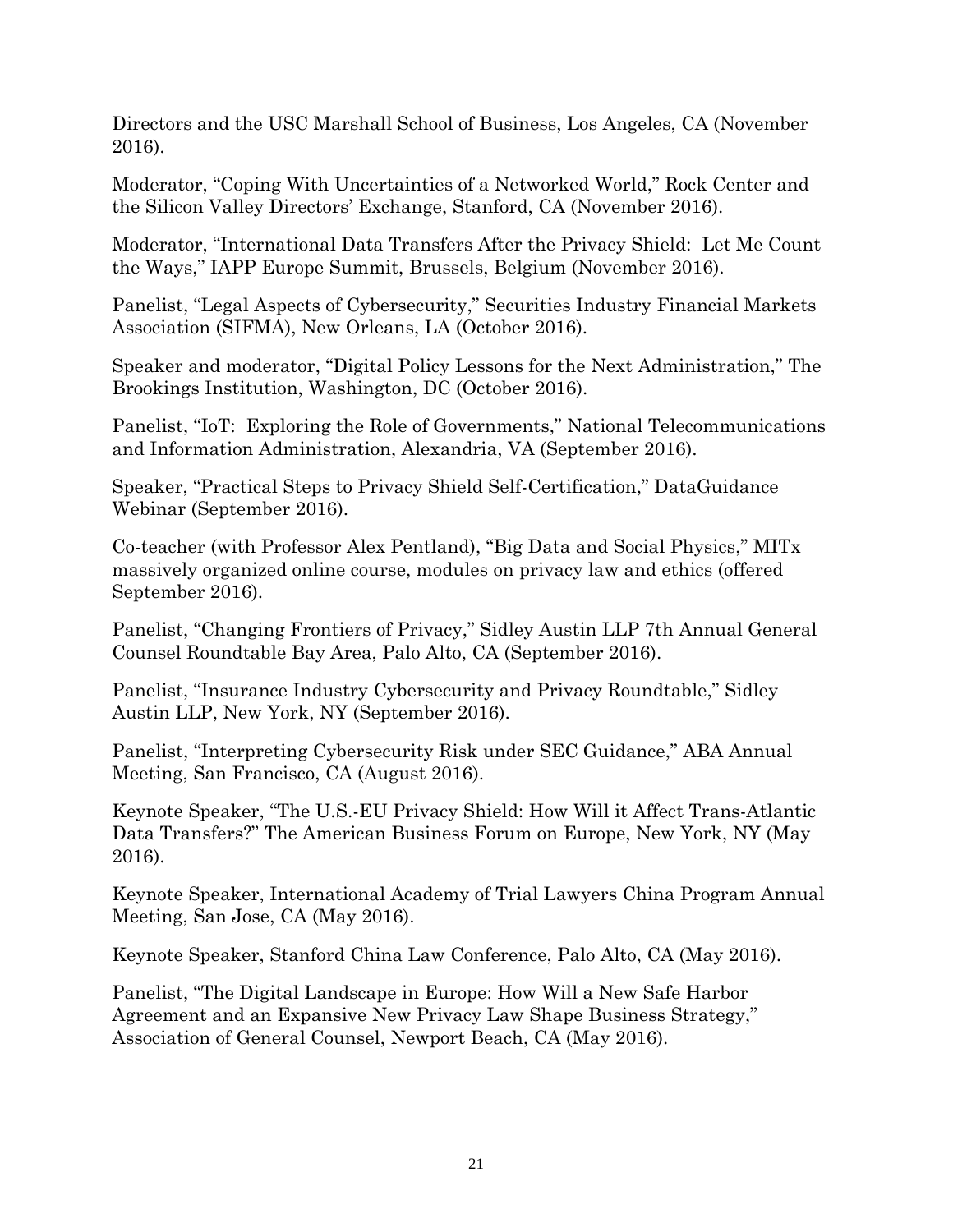Directors and the USC Marshall School of Business, Los Angeles, CA (November 2016).

Moderator, "Coping With Uncertainties of a Networked World," Rock Center and the Silicon Valley Directors' Exchange, Stanford, CA (November 2016).

Moderator, "International Data Transfers After the Privacy Shield: Let Me Count the Ways," IAPP Europe Summit, Brussels, Belgium (November 2016).

Panelist, "Legal Aspects of Cybersecurity," Securities Industry Financial Markets Association (SIFMA), New Orleans, LA (October 2016).

Speaker and moderator, "Digital Policy Lessons for the Next Administration," The Brookings Institution, Washington, DC (October 2016).

Panelist, "IoT: Exploring the Role of Governments," National Telecommunications and Information Administration, Alexandria, VA (September 2016).

Speaker, "Practical Steps to Privacy Shield Self-Certification," DataGuidance Webinar (September 2016).

Co-teacher (with Professor Alex Pentland), "Big Data and Social Physics," MITx massively organized online course, modules on privacy law and ethics (offered September 2016).

Panelist, "Changing Frontiers of Privacy," Sidley Austin LLP 7th Annual General Counsel Roundtable Bay Area, Palo Alto, CA (September 2016).

Panelist, "Insurance Industry Cybersecurity and Privacy Roundtable," Sidley Austin LLP, New York, NY (September 2016).

Panelist, "Interpreting Cybersecurity Risk under SEC Guidance," ABA Annual Meeting, San Francisco, CA (August 2016).

Keynote Speaker, "The U.S.-EU Privacy Shield: How Will it Affect Trans-Atlantic Data Transfers?" The American Business Forum on Europe, New York, NY (May 2016).

Keynote Speaker, International Academy of Trial Lawyers China Program Annual Meeting, San Jose, CA (May 2016).

Keynote Speaker, Stanford China Law Conference, Palo Alto, CA (May 2016).

Panelist, "The Digital Landscape in Europe: How Will a New Safe Harbor Agreement and an Expansive New Privacy Law Shape Business Strategy," Association of General Counsel, Newport Beach, CA (May 2016).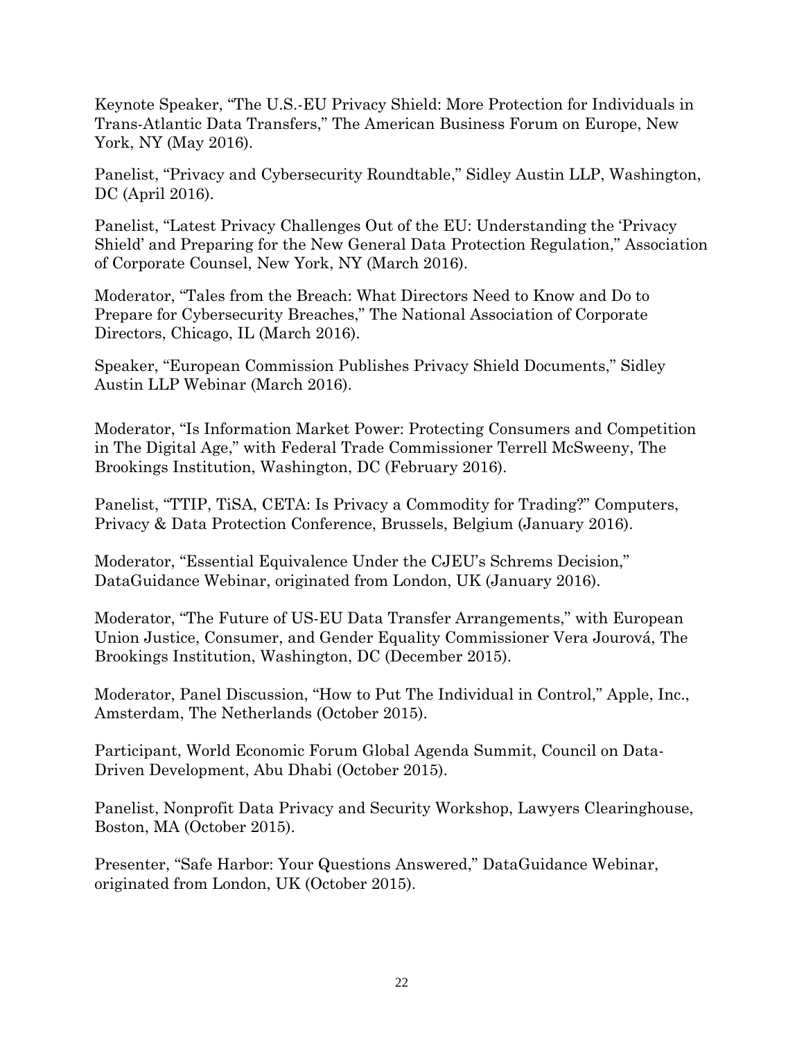Keynote Speaker, "The U.S.-EU Privacy Shield: More Protection for Individuals in Trans-Atlantic Data Transfers," The American Business Forum on Europe, New York, NY (May 2016).

Panelist, "Privacy and Cybersecurity Roundtable," Sidley Austin LLP, Washington, DC (April 2016).

Panelist, "Latest Privacy Challenges Out of the EU: Understanding the 'Privacy Shield' and Preparing for the New General Data Protection Regulation," Association of Corporate Counsel, New York, NY (March 2016).

Moderator, "Tales from the Breach: What Directors Need to Know and Do to Prepare for Cybersecurity Breaches," The National Association of Corporate Directors, Chicago, IL (March 2016).

Speaker, "European Commission Publishes Privacy Shield Documents," Sidley Austin LLP Webinar (March 2016).

Moderator, "Is Information Market Power: Protecting Consumers and Competition in The Digital Age," with Federal Trade Commissioner Terrell McSweeny, The Brookings Institution, Washington, DC (February 2016).

Panelist, "TTIP, TiSA, CETA: Is Privacy a Commodity for Trading?" Computers, Privacy & Data Protection Conference, Brussels, Belgium (January 2016).

Moderator, "Essential Equivalence Under the CJEU's Schrems Decision," DataGuidance Webinar, originated from London, UK (January 2016).

Moderator, "The Future of US-EU Data Transfer Arrangements," with European Union Justice, Consumer, and Gender Equality Commissioner Vera Jourová, The Brookings Institution, Washington, DC (December 2015).

Moderator, Panel Discussion, "How to Put The Individual in Control," Apple, Inc., Amsterdam, The Netherlands (October 2015).

Participant, World Economic Forum Global Agenda Summit, Council on Data-Driven Development, Abu Dhabi (October 2015).

Panelist, Nonprofit Data Privacy and Security Workshop, Lawyers Clearinghouse, Boston, MA (October 2015).

Presenter, "Safe Harbor: Your Questions Answered," DataGuidance Webinar, originated from London, UK (October 2015).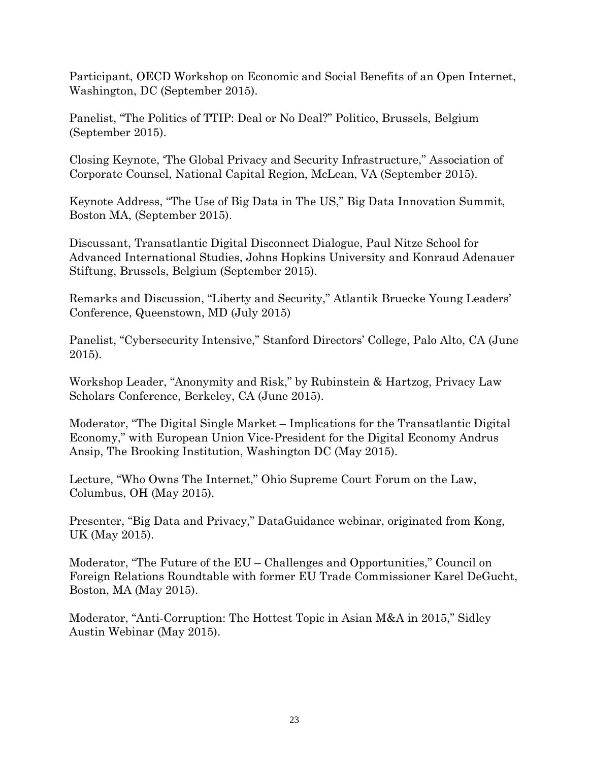Participant, OECD Workshop on Economic and Social Benefits of an Open Internet, Washington, DC (September 2015).

Panelist, "The Politics of TTIP: Deal or No Deal?" Politico, Brussels, Belgium (September 2015).

Closing Keynote, 'The Global Privacy and Security Infrastructure," Association of Corporate Counsel, National Capital Region, McLean, VA (September 2015).

Keynote Address, "The Use of Big Data in The US," Big Data Innovation Summit, Boston MA, (September 2015).

Discussant, Transatlantic Digital Disconnect Dialogue, Paul Nitze School for Advanced International Studies, Johns Hopkins University and Konraud Adenauer Stiftung, Brussels, Belgium (September 2015).

Remarks and Discussion, "Liberty and Security," Atlantik Bruecke Young Leaders' Conference, Queenstown, MD (July 2015)

Panelist, "Cybersecurity Intensive," Stanford Directors' College, Palo Alto, CA (June 2015).

Workshop Leader, "Anonymity and Risk," by Rubinstein & Hartzog, Privacy Law Scholars Conference, Berkeley, CA (June 2015).

Moderator, "The Digital Single Market – Implications for the Transatlantic Digital Economy," with European Union Vice-President for the Digital Economy Andrus Ansip, The Brooking Institution, Washington DC (May 2015).

Lecture, "Who Owns The Internet," Ohio Supreme Court Forum on the Law, Columbus, OH (May 2015).

Presenter, "Big Data and Privacy," DataGuidance webinar, originated from Kong, UK (May 2015).

Moderator, "The Future of the EU – Challenges and Opportunities," Council on Foreign Relations Roundtable with former EU Trade Commissioner Karel DeGucht, Boston, MA (May 2015).

Moderator, "Anti-Corruption: The Hottest Topic in Asian M&A in 2015," Sidley Austin Webinar (May 2015).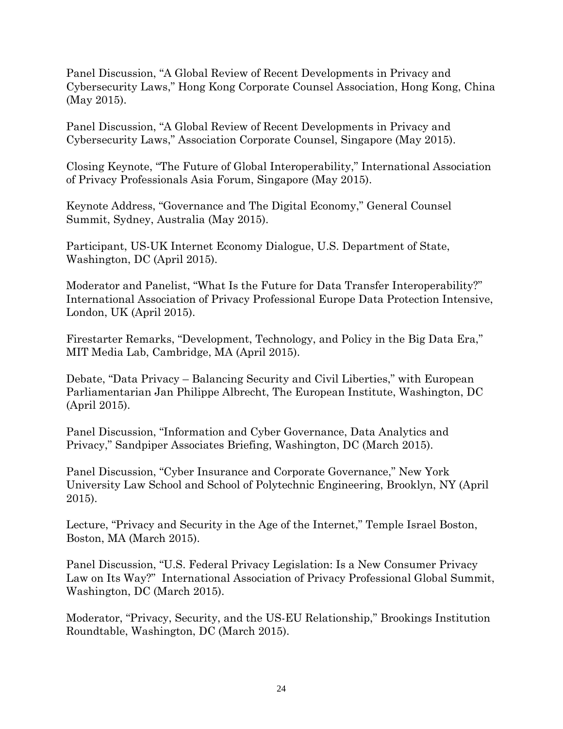Panel Discussion, “A Global Review of Recent Developments in Privacy and Cybersecurity Laws,” Hong Kong Corporate Counsel Association, Hong Kong, China (May 2015).

Panel Discussion, “A Global Review of Recent Developments in Privacy and Cybersecurity Laws,” Association Corporate Counsel, Singapore (May 2015).

Closing Keynote, “The Future of Global Interoperability,” International Association of Privacy Professionals Asia Forum, Singapore (May 2015).

Keynote Address, “Governance and The Digital Economy,” General Counsel Summit, Sydney, Australia (May 2015).

Participant, US-UK Internet Economy Dialogue, U.S. Department of State, Washington, DC (April 2015).

Moderator and Panelist, “What Is the Future for Data Transfer Interoperability?” International Association of Privacy Professional Europe Data Protection Intensive, London, UK (April 2015).

Firestarter Remarks, “Development, Technology, and Policy in the Big Data Era,” MIT Media Lab, Cambridge, MA (April 2015).

Debate, “Data Privacy – Balancing Security and Civil Liberties,” with European Parliamentarian Jan Philippe Albrecht, The European Institute, Washington, DC (April 2015).

Panel Discussion, “Information and Cyber Governance, Data Analytics and Privacy,” Sandpiper Associates Briefing, Washington, DC (March 2015).

Panel Discussion, “Cyber Insurance and Corporate Governance,” New York University Law School and School of Polytechnic Engineering, Brooklyn, NY (April 2015).

Lecture, “Privacy and Security in the Age of the Internet,” Temple Israel Boston, Boston, MA (March 2015).

Panel Discussion, “U.S. Federal Privacy Legislation: Is a New Consumer Privacy Law on Its Way?” International Association of Privacy Professional Global Summit, Washington, DC (March 2015).

Moderator, “Privacy, Security, and the US-EU Relationship,” Brookings Institution Roundtable, Washington, DC (March 2015).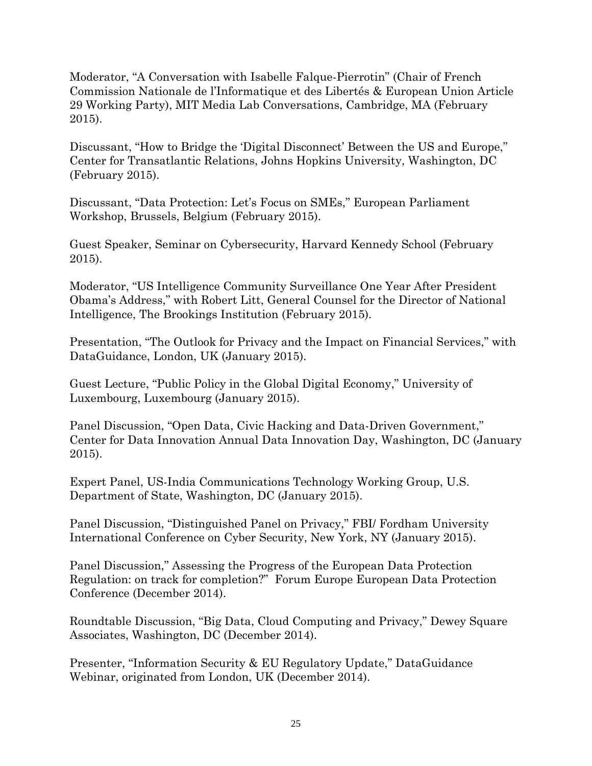Moderator, "A Conversation with Isabelle Falque-Pierrotin" (Chair of French Commission Nationale de l'Informatique et des Libertés & European Union Article 29 Working Party), MIT Media Lab Conversations, Cambridge, MA (February 2015).

Discussant, "How to Bridge the 'Digital Disconnect' Between the US and Europe," Center for Transatlantic Relations, Johns Hopkins University, Washington, DC (February 2015).

Discussant, "Data Protection: Let's Focus on SMEs," European Parliament Workshop, Brussels, Belgium (February 2015).

Guest Speaker, Seminar on Cybersecurity, Harvard Kennedy School (February 2015).

Moderator, "US Intelligence Community Surveillance One Year After President Obama's Address," with Robert Litt, General Counsel for the Director of National Intelligence, The Brookings Institution (February 2015).

Presentation, "The Outlook for Privacy and the Impact on Financial Services," with DataGuidance, London, UK (January 2015).

Guest Lecture, "Public Policy in the Global Digital Economy," University of Luxembourg, Luxembourg (January 2015).

Panel Discussion, "Open Data, Civic Hacking and Data-Driven Government," Center for Data Innovation Annual Data Innovation Day, Washington, DC (January 2015).

Expert Panel, US-India Communications Technology Working Group, U.S. Department of State, Washington, DC (January 2015).

Panel Discussion, "Distinguished Panel on Privacy," FBI/ Fordham University International Conference on Cyber Security, New York, NY (January 2015).

Panel Discussion," Assessing the Progress of the European Data Protection Regulation: on track for completion?" Forum Europe European Data Protection Conference (December 2014).

Roundtable Discussion, "Big Data, Cloud Computing and Privacy," Dewey Square Associates, Washington, DC (December 2014).

Presenter, "Information Security & EU Regulatory Update," DataGuidance Webinar, originated from London, UK (December 2014).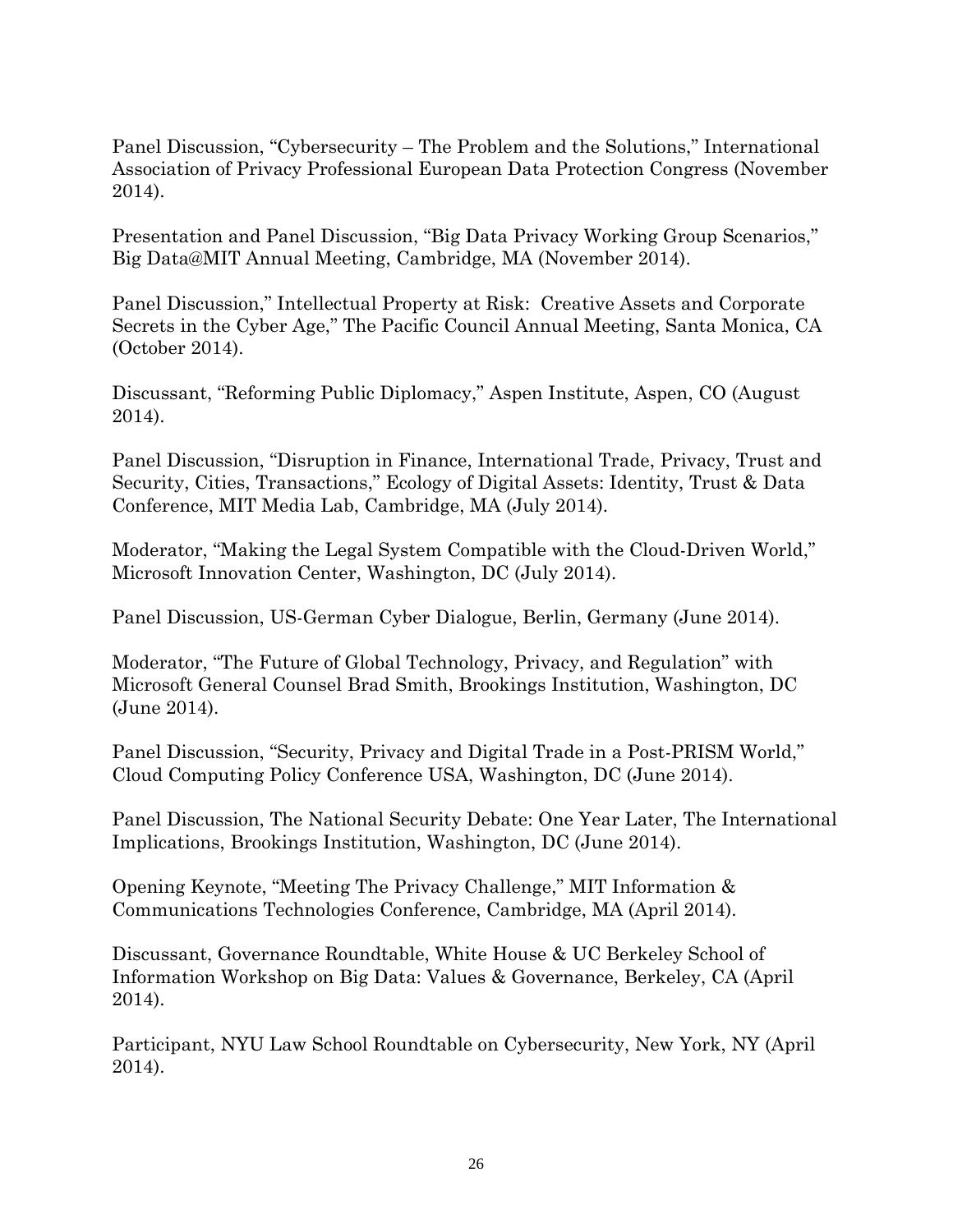Panel Discussion, "Cybersecurity – The Problem and the Solutions," International Association of Privacy Professional European Data Protection Congress (November 2014).

Presentation and Panel Discussion, "Big Data Privacy Working Group Scenarios," Big Data@MIT Annual Meeting, Cambridge, MA (November 2014).

Panel Discussion," Intellectual Property at Risk: Creative Assets and Corporate Secrets in the Cyber Age," The Pacific Council Annual Meeting, Santa Monica, CA (October 2014).

Discussant, "Reforming Public Diplomacy," Aspen Institute, Aspen, CO (August 2014).

Panel Discussion, "Disruption in Finance, International Trade, Privacy, Trust and Security, Cities, Transactions," Ecology of Digital Assets: Identity, Trust & Data Conference, MIT Media Lab, Cambridge, MA (July 2014).

Moderator, "Making the Legal System Compatible with the Cloud-Driven World," Microsoft Innovation Center, Washington, DC (July 2014).

Panel Discussion, US-German Cyber Dialogue, Berlin, Germany (June 2014).

Moderator, "The Future of Global Technology, Privacy, and Regulation" with Microsoft General Counsel Brad Smith, Brookings Institution, Washington, DC (June 2014).

Panel Discussion, "Security, Privacy and Digital Trade in a Post-PRISM World," Cloud Computing Policy Conference USA, Washington, DC (June 2014).

Panel Discussion, The National Security Debate: One Year Later, The International Implications, Brookings Institution, Washington, DC (June 2014).

Opening Keynote, "Meeting The Privacy Challenge," MIT Information & Communications Technologies Conference, Cambridge, MA (April 2014).

Discussant, Governance Roundtable, White House & UC Berkeley School of Information Workshop on Big Data: Values & Governance, Berkeley, CA (April 2014).

Participant, NYU Law School Roundtable on Cybersecurity, New York, NY (April 2014).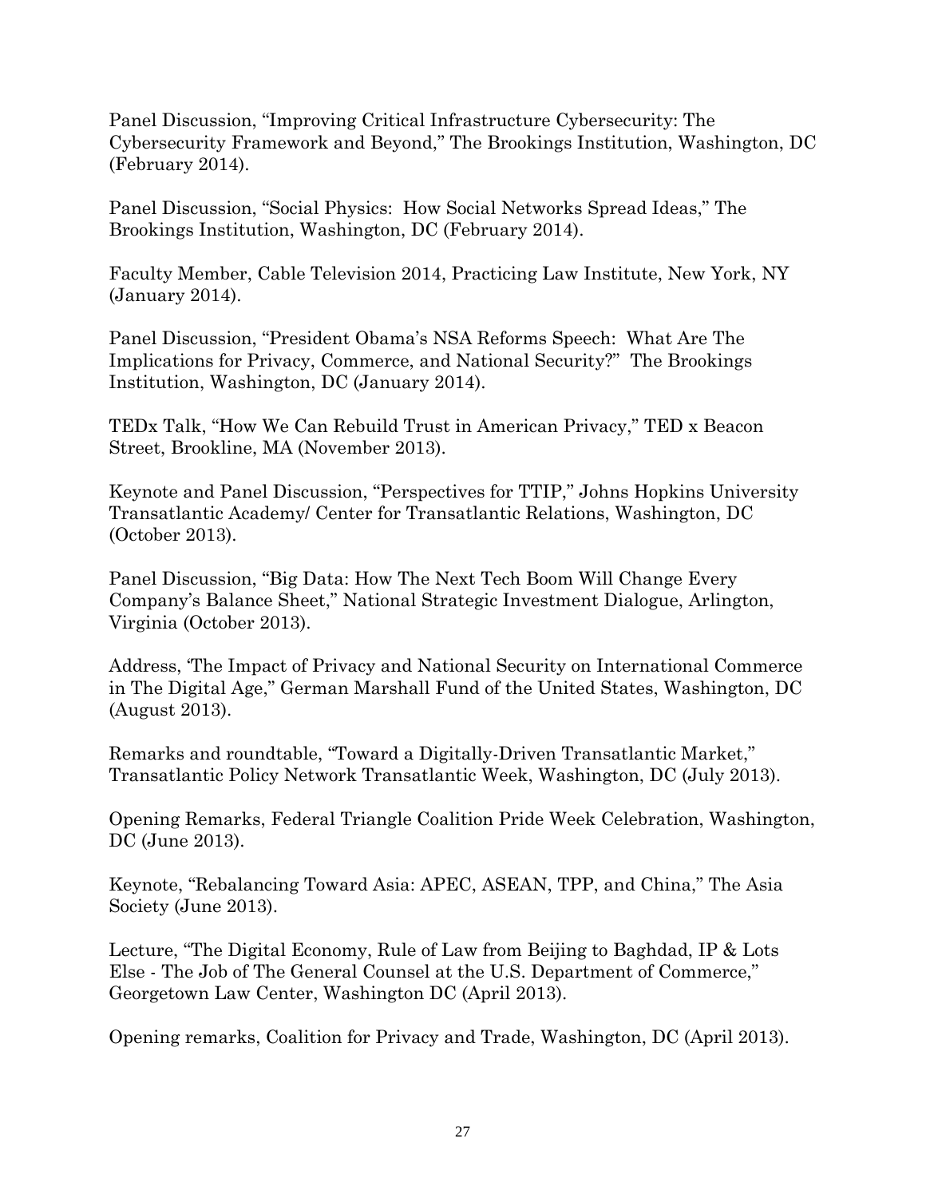Panel Discussion, "Improving Critical Infrastructure Cybersecurity: The Cybersecurity Framework and Beyond," The Brookings Institution, Washington, DC (February 2014).

Panel Discussion, "Social Physics: How Social Networks Spread Ideas," The Brookings Institution, Washington, DC (February 2014).

Faculty Member, Cable Television 2014, Practicing Law Institute, New York, NY (January 2014).

Panel Discussion, "President Obama's NSA Reforms Speech: What Are The Implications for Privacy, Commerce, and National Security?" The Brookings Institution, Washington, DC (January 2014).

TEDx Talk, "How We Can Rebuild Trust in American Privacy," TED x Beacon Street, Brookline, MA (November 2013).

Keynote and Panel Discussion, "Perspectives for TTIP," Johns Hopkins University Transatlantic Academy/ Center for Transatlantic Relations, Washington, DC (October 2013).

Panel Discussion, "Big Data: How The Next Tech Boom Will Change Every Company's Balance Sheet," National Strategic Investment Dialogue, Arlington, Virginia (October 2013).

Address, 'The Impact of Privacy and National Security on International Commerce in The Digital Age," German Marshall Fund of the United States, Washington, DC (August 2013).

Remarks and roundtable, "Toward a Digitally-Driven Transatlantic Market," Transatlantic Policy Network Transatlantic Week, Washington, DC (July 2013).

Opening Remarks, Federal Triangle Coalition Pride Week Celebration, Washington, DC (June 2013).

Keynote, "Rebalancing Toward Asia: APEC, ASEAN, TPP, and China," The Asia Society (June 2013).

Lecture, "The Digital Economy, Rule of Law from Beijing to Baghdad, IP & Lots Else - The Job of The General Counsel at the U.S. Department of Commerce," Georgetown Law Center, Washington DC (April 2013).

Opening remarks, Coalition for Privacy and Trade, Washington, DC (April 2013).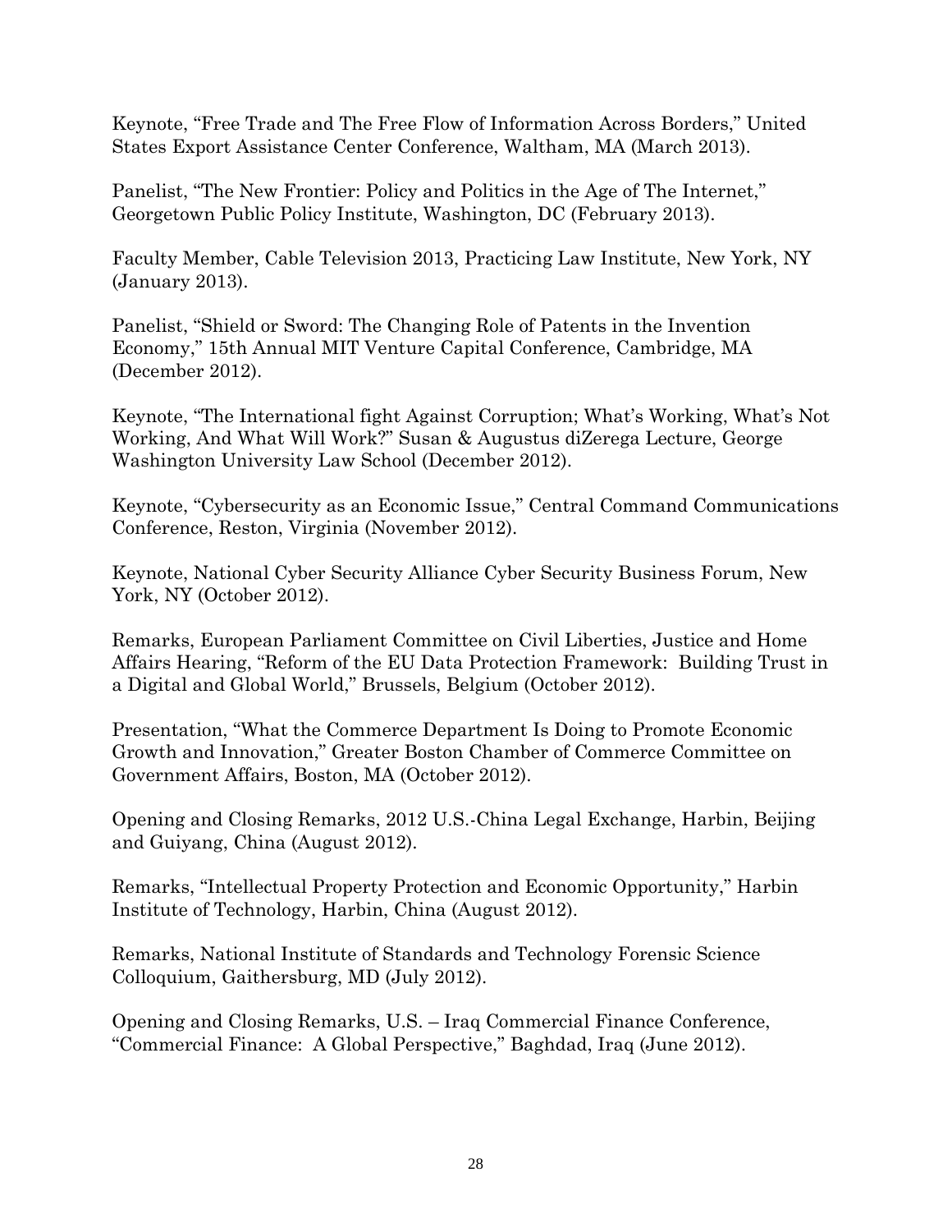Keynote, "Free Trade and The Free Flow of Information Across Borders," United States Export Assistance Center Conference, Waltham, MA (March 2013).

Panelist, "The New Frontier: Policy and Politics in the Age of The Internet," Georgetown Public Policy Institute, Washington, DC (February 2013).

Faculty Member, Cable Television 2013, Practicing Law Institute, New York, NY (January 2013).

Panelist, "Shield or Sword: The Changing Role of Patents in the Invention Economy," 15th Annual MIT Venture Capital Conference, Cambridge, MA (December 2012).

Keynote, "The International fight Against Corruption; What's Working, What's Not Working, And What Will Work?" Susan & Augustus diZerega Lecture, George Washington University Law School (December 2012).

Keynote, "Cybersecurity as an Economic Issue," Central Command Communications Conference, Reston, Virginia (November 2012).

Keynote, National Cyber Security Alliance Cyber Security Business Forum, New York, NY (October 2012).

Remarks, European Parliament Committee on Civil Liberties, Justice and Home Affairs Hearing, "Reform of the EU Data Protection Framework: Building Trust in a Digital and Global World," Brussels, Belgium (October 2012).

Presentation, "What the Commerce Department Is Doing to Promote Economic Growth and Innovation," Greater Boston Chamber of Commerce Committee on Government Affairs, Boston, MA (October 2012).

Opening and Closing Remarks, 2012 U.S.-China Legal Exchange, Harbin, Beijing and Guiyang, China (August 2012).

Remarks, "Intellectual Property Protection and Economic Opportunity," Harbin Institute of Technology, Harbin, China (August 2012).

Remarks, National Institute of Standards and Technology Forensic Science Colloquium, Gaithersburg, MD (July 2012).

Opening and Closing Remarks, U.S. – Iraq Commercial Finance Conference, "Commercial Finance: A Global Perspective," Baghdad, Iraq (June 2012).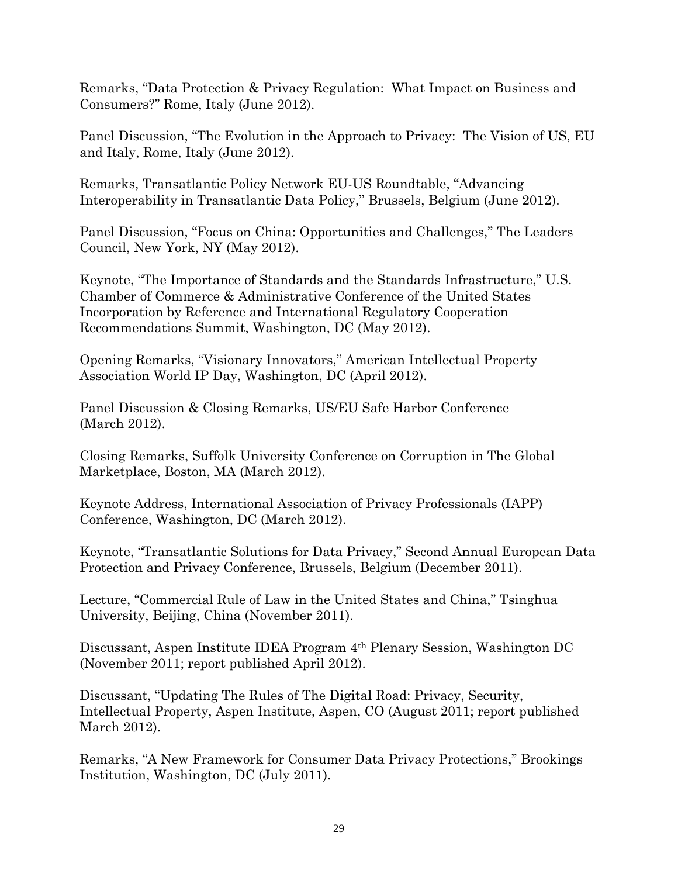Remarks, "Data Protection & Privacy Regulation: What Impact on Business and Consumers?" Rome, Italy (June 2012).

Panel Discussion, "The Evolution in the Approach to Privacy: The Vision of US, EU and Italy, Rome, Italy (June 2012).

Remarks, Transatlantic Policy Network EU-US Roundtable, "Advancing Interoperability in Transatlantic Data Policy," Brussels, Belgium (June 2012).

Panel Discussion, "Focus on China: Opportunities and Challenges," The Leaders Council, New York, NY (May 2012).

Keynote, "The Importance of Standards and the Standards Infrastructure," U.S. Chamber of Commerce & Administrative Conference of the United States Incorporation by Reference and International Regulatory Cooperation Recommendations Summit, Washington, DC (May 2012).

Opening Remarks, "Visionary Innovators," American Intellectual Property Association World IP Day, Washington, DC (April 2012).

Panel Discussion & Closing Remarks, US/EU Safe Harbor Conference (March 2012).

Closing Remarks, Suffolk University Conference on Corruption in The Global Marketplace, Boston, MA (March 2012).

Keynote Address, International Association of Privacy Professionals (IAPP) Conference, Washington, DC (March 2012).

Keynote, "Transatlantic Solutions for Data Privacy," Second Annual European Data Protection and Privacy Conference, Brussels, Belgium (December 2011).

Lecture, "Commercial Rule of Law in the United States and China," Tsinghua University, Beijing, China (November 2011).

Discussant, Aspen Institute IDEA Program 4th Plenary Session, Washington DC (November 2011; report published April 2012).

Discussant, "Updating The Rules of The Digital Road: Privacy, Security, Intellectual Property, Aspen Institute, Aspen, CO (August 2011; report published March 2012).

Remarks, "A New Framework for Consumer Data Privacy Protections," Brookings Institution, Washington, DC (July 2011).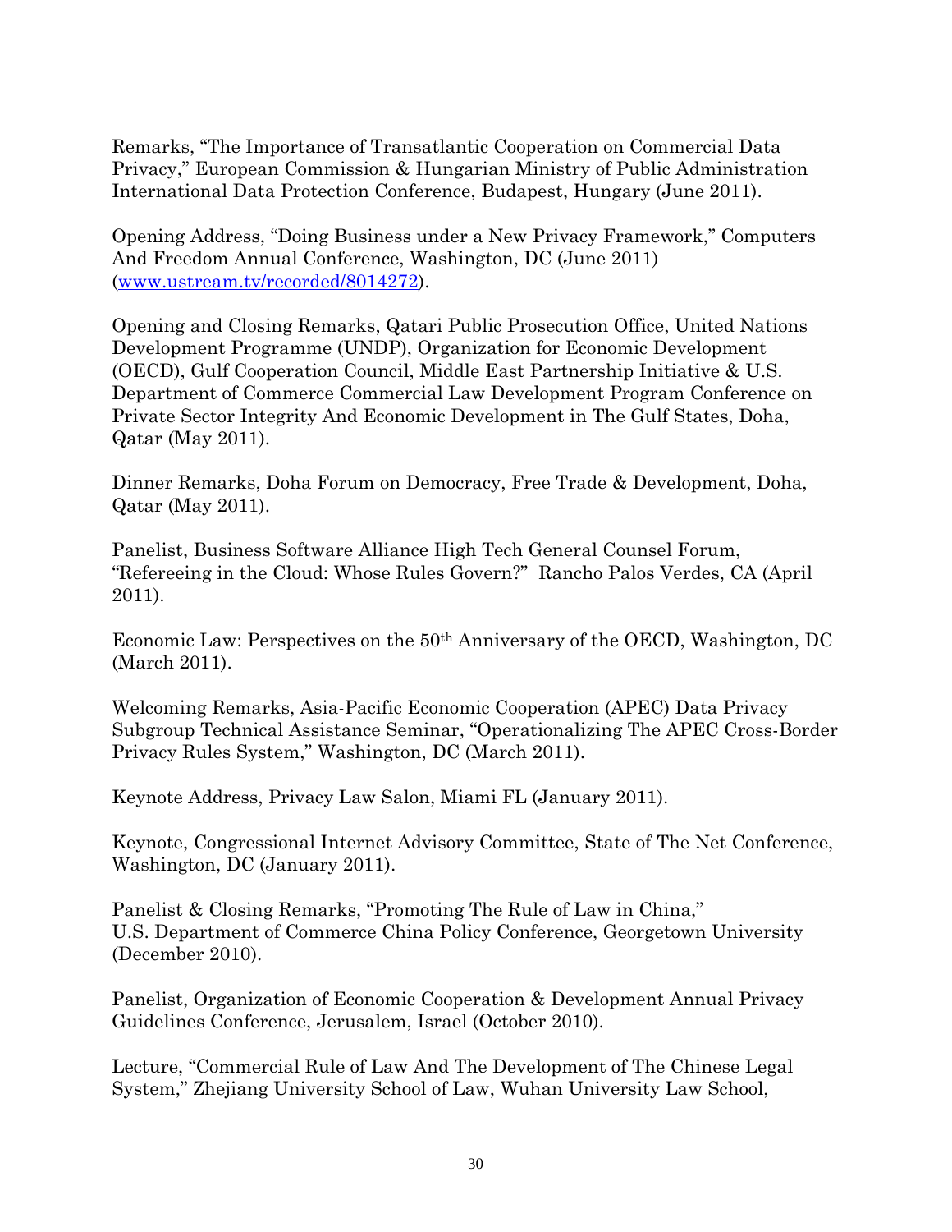Remarks, "The Importance of Transatlantic Cooperation on Commercial Data Privacy," European Commission & Hungarian Ministry of Public Administration International Data Protection Conference, Budapest, Hungary (June 2011).

Opening Address, "Doing Business under a New Privacy Framework," Computers And Freedom Annual Conference, Washington, DC (June 2011) (www.ustream.tv/recorded/8014272).

Opening and Closing Remarks, Qatari Public Prosecution Office, United Nations Development Programme (UNDP), Organization for Economic Development (OECD), Gulf Cooperation Council, Middle East Partnership Initiative & U.S. Department of Commerce Commercial Law Development Program Conference on Private Sector Integrity And Economic Development in The Gulf States, Doha, Qatar (May 2011).

Dinner Remarks, Doha Forum on Democracy, Free Trade & Development, Doha, Qatar (May 2011).

Panelist, Business Software Alliance High Tech General Counsel Forum, "Refereeing in the Cloud: Whose Rules Govern?" Rancho Palos Verdes, CA (April 2011).

Economic Law: Perspectives on the 50th Anniversary of the OECD, Washington, DC (March 2011).

Welcoming Remarks, Asia-Pacific Economic Cooperation (APEC) Data Privacy Subgroup Technical Assistance Seminar, "Operationalizing The APEC Cross-Border Privacy Rules System," Washington, DC (March 2011).

Keynote Address, Privacy Law Salon, Miami FL (January 2011).

Keynote, Congressional Internet Advisory Committee, State of The Net Conference, Washington, DC (January 2011).

Panelist & Closing Remarks, "Promoting The Rule of Law in China," U.S. Department of Commerce China Policy Conference, Georgetown University (December 2010).

Panelist, Organization of Economic Cooperation & Development Annual Privacy Guidelines Conference, Jerusalem, Israel (October 2010).

Lecture, "Commercial Rule of Law And The Development of The Chinese Legal System," Zhejiang University School of Law, Wuhan University Law School,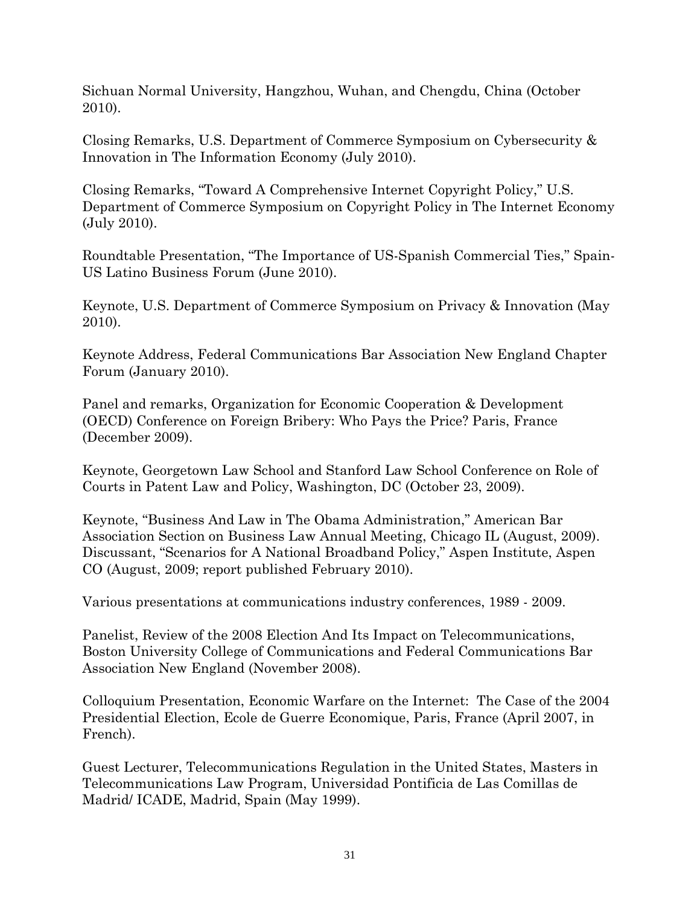Sichuan Normal University, Hangzhou, Wuhan, and Chengdu, China (October 2010).

Closing Remarks, U.S. Department of Commerce Symposium on Cybersecurity & Innovation in The Information Economy (July 2010).

Closing Remarks, "Toward A Comprehensive Internet Copyright Policy," U.S. Department of Commerce Symposium on Copyright Policy in The Internet Economy (July 2010).

Roundtable Presentation, "The Importance of US-Spanish Commercial Ties," Spain-US Latino Business Forum (June 2010).

Keynote, U.S. Department of Commerce Symposium on Privacy & Innovation (May 2010).

Keynote Address, Federal Communications Bar Association New England Chapter Forum (January 2010).

Panel and remarks, Organization for Economic Cooperation & Development (OECD) Conference on Foreign Bribery: Who Pays the Price? Paris, France (December 2009).

Keynote, Georgetown Law School and Stanford Law School Conference on Role of Courts in Patent Law and Policy, Washington, DC (October 23, 2009).

Keynote, "Business And Law in The Obama Administration," American Bar Association Section on Business Law Annual Meeting, Chicago IL (August, 2009).
Discussant, "Scenarios for A National Broadband Policy," Aspen Institute, Aspen CO (August, 2009; report published February 2010).

Various presentations at communications industry conferences, 1989 - 2009.

Panelist, Review of the 2008 Election And Its Impact on Telecommunications, Boston University College of Communications and Federal Communications Bar Association New England (November 2008).

Colloquium Presentation, Economic Warfare on the Internet: The Case of the 2004 Presidential Election, Ecole de Guerre Economique, Paris, France (April 2007, in French).

Guest Lecturer, Telecommunications Regulation in the United States, Masters in Telecommunications Law Program, Universidad Pontificia de Las Comillas de Madrid/ ICADE, Madrid, Spain (May 1999).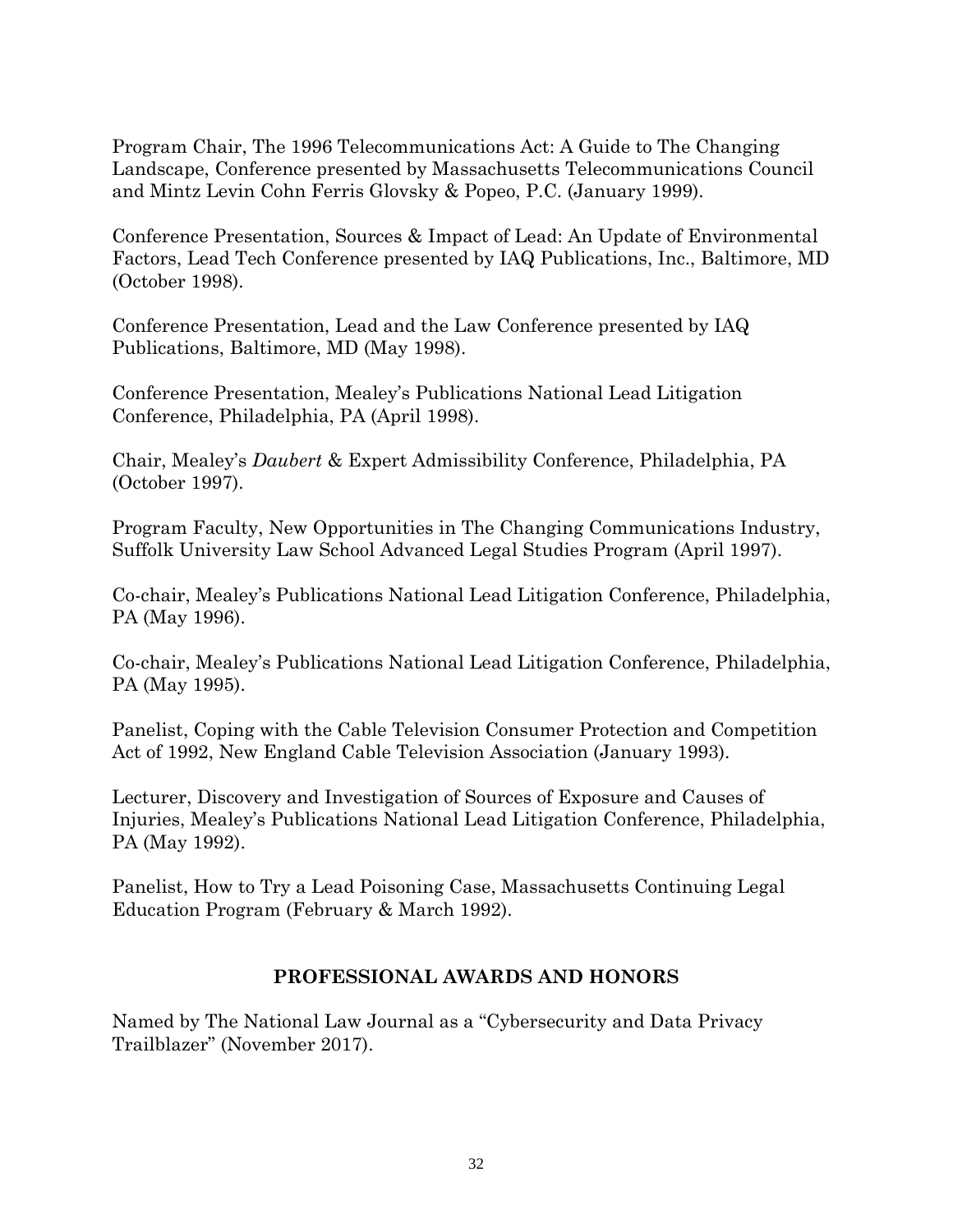Program Chair, The 1996 Telecommunications Act: A Guide to The Changing Landscape, Conference presented by Massachusetts Telecommunications Council and Mintz Levin Cohn Ferris Glovsky & Popeo, P.C. (January 1999).

Conference Presentation, Sources & Impact of Lead: An Update of Environmental Factors, Lead Tech Conference presented by IAQ Publications, Inc., Baltimore, MD (October 1998).

Conference Presentation, Lead and the Law Conference presented by IAQ Publications, Baltimore, MD (May 1998).

Conference Presentation, Mealey's Publications National Lead Litigation Conference, Philadelphia, PA (April 1998).

Chair, Mealey's *Daubert* & Expert Admissibility Conference, Philadelphia, PA (October 1997).

Program Faculty, New Opportunities in The Changing Communications Industry, Suffolk University Law School Advanced Legal Studies Program (April 1997).

Co-chair, Mealey's Publications National Lead Litigation Conference, Philadelphia, PA (May 1996).

Co-chair, Mealey's Publications National Lead Litigation Conference, Philadelphia, PA (May 1995).

Panelist, Coping with the Cable Television Consumer Protection and Competition Act of 1992, New England Cable Television Association (January 1993).

Lecturer, Discovery and Investigation of Sources of Exposure and Causes of Injuries, Mealey's Publications National Lead Litigation Conference, Philadelphia, PA (May 1992).

Panelist, How to Try a Lead Poisoning Case, Massachusetts Continuing Legal Education Program (February & March 1992).

## PROFESSIONAL AWARDS AND HONORS

Named by The National Law Journal as a "Cybersecurity and Data Privacy Trailblazer" (November 2017).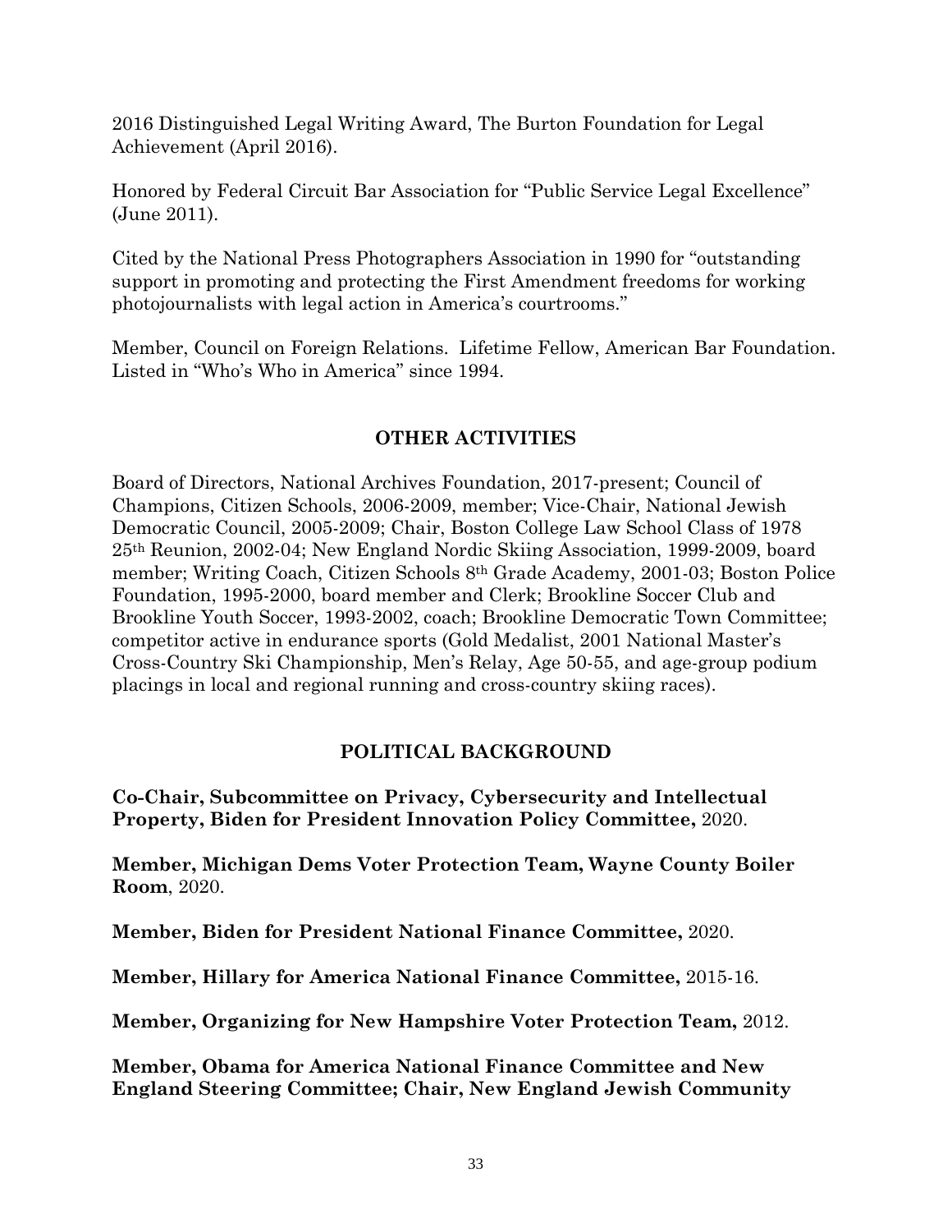2016 Distinguished Legal Writing Award, The Burton Foundation for Legal Achievement (April 2016).

Honored by Federal Circuit Bar Association for "Public Service Legal Excellence" (June 2011).

Cited by the National Press Photographers Association in 1990 for "outstanding support in promoting and protecting the First Amendment freedoms for working photojournalists with legal action in America's courtrooms."

Member, Council on Foreign Relations. Lifetime Fellow, American Bar Foundation. Listed in "Who's Who in America" since 1994.

## OTHER ACTIVITIES

Board of Directors, National Archives Foundation, 2017-present; Council of Champions, Citizen Schools, 2006-2009, member; Vice-Chair, National Jewish Democratic Council, 2005-2009; Chair, Boston College Law School Class of 1978 25th Reunion, 2002-04; New England Nordic Skiing Association, 1999-2009, board member; Writing Coach, Citizen Schools 8th Grade Academy, 2001-03; Boston Police Foundation, 1995-2000, board member and Clerk; Brookline Soccer Club and Brookline Youth Soccer, 1993-2002, coach; Brookline Democratic Town Committee; competitor active in endurance sports (Gold Medalist, 2001 National Master's Cross-Country Ski Championship, Men's Relay, Age 50-55, and age-group podium placings in local and regional running and cross-country skiing races).

## POLITICAL BACKGROUND

**Co-Chair, Subcommittee on Privacy, Cybersecurity and Intellectual Property, Biden for President Innovation Policy Committee,** 2020.

**Member, Michigan Dems Voter Protection Team, Wayne County Boiler Room**, 2020.

**Member, Biden for President National Finance Committee,** 2020.

**Member, Hillary for America National Finance Committee,** 2015-16.

**Member, Organizing for New Hampshire Voter Protection Team,** 2012.

**Member, Obama for America National Finance Committee and New England Steering Committee; Chair, New England Jewish Community**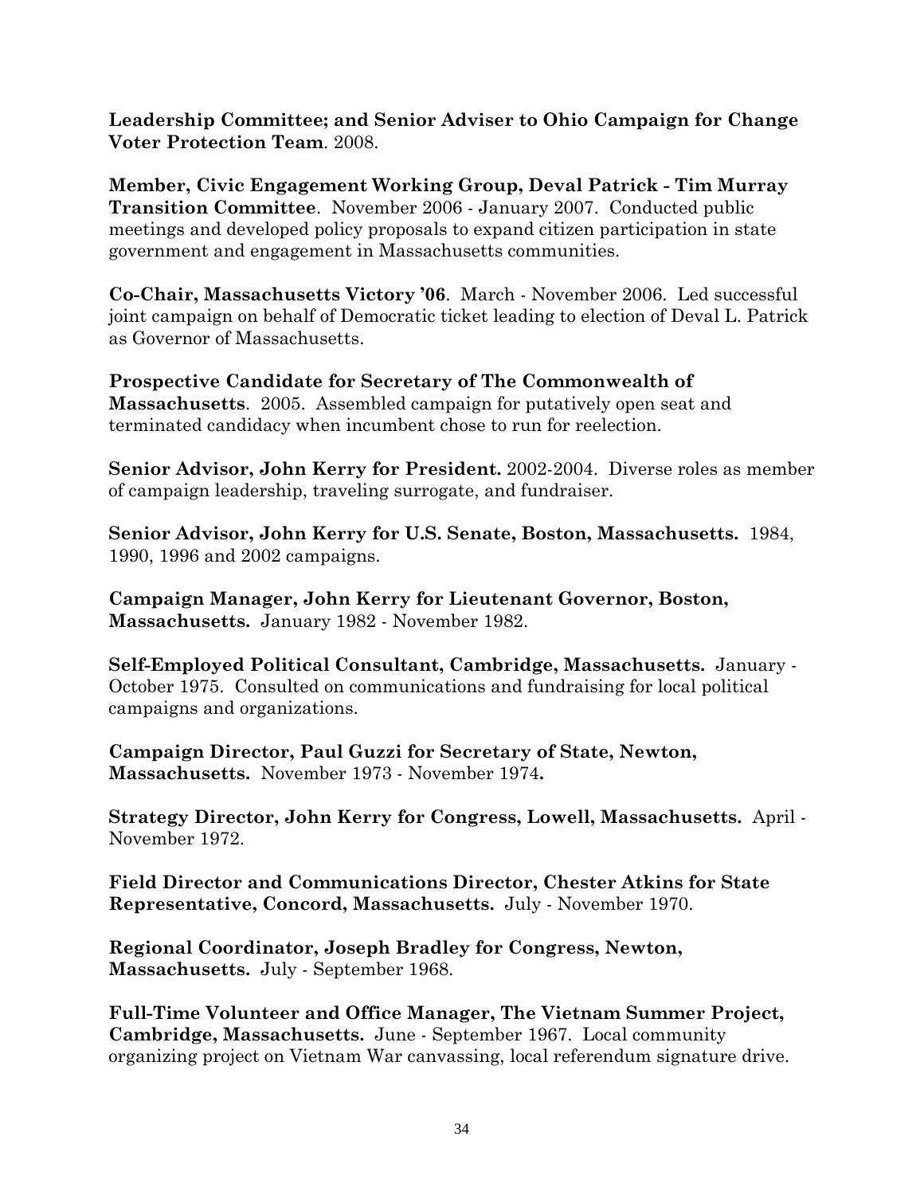**Leadership Committee; and Senior Adviser to Ohio Campaign for Change Voter Protection Team**. 2008.

**Member, Civic Engagement Working Group, Deval Patrick - Tim Murray Transition Committee**. November 2006 - January 2007. Conducted public meetings and developed policy proposals to expand citizen participation in state government and engagement in Massachusetts communities.

**Co-Chair, Massachusetts Victory '06**. March - November 2006. Led successful joint campaign on behalf of Democratic ticket leading to election of Deval L. Patrick as Governor of Massachusetts.

**Prospective Candidate for Secretary of The Commonwealth of Massachusetts**. 2005. Assembled campaign for putatively open seat and terminated candidacy when incumbent chose to run for reelection.

**Senior Advisor, John Kerry for President.** 2002-2004. Diverse roles as member of campaign leadership, traveling surrogate, and fundraiser.

**Senior Advisor, John Kerry for U.S. Senate, Boston, Massachusetts.** 1984, 1990, 1996 and 2002 campaigns.

**Campaign Manager, John Kerry for Lieutenant Governor, Boston, Massachusetts.** January 1982 - November 1982.

**Self-Employed Political Consultant, Cambridge, Massachusetts.** January - October 1975. Consulted on communications and fundraising for local political campaigns and organizations.

**Campaign Director, Paul Guzzi for Secretary of State, Newton, Massachusetts.** November 1973 - November 1974**.**

**Strategy Director, John Kerry for Congress, Lowell, Massachusetts.** April - November 1972.

**Field Director and Communications Director, Chester Atkins for State Representative, Concord, Massachusetts.** July - November 1970.

**Regional Coordinator, Joseph Bradley for Congress, Newton, Massachusetts.** July - September 1968.

**Full-Time Volunteer and Office Manager, The Vietnam Summer Project, Cambridge, Massachusetts.** June - September 1967. Local community organizing project on Vietnam War canvassing, local referendum signature drive.